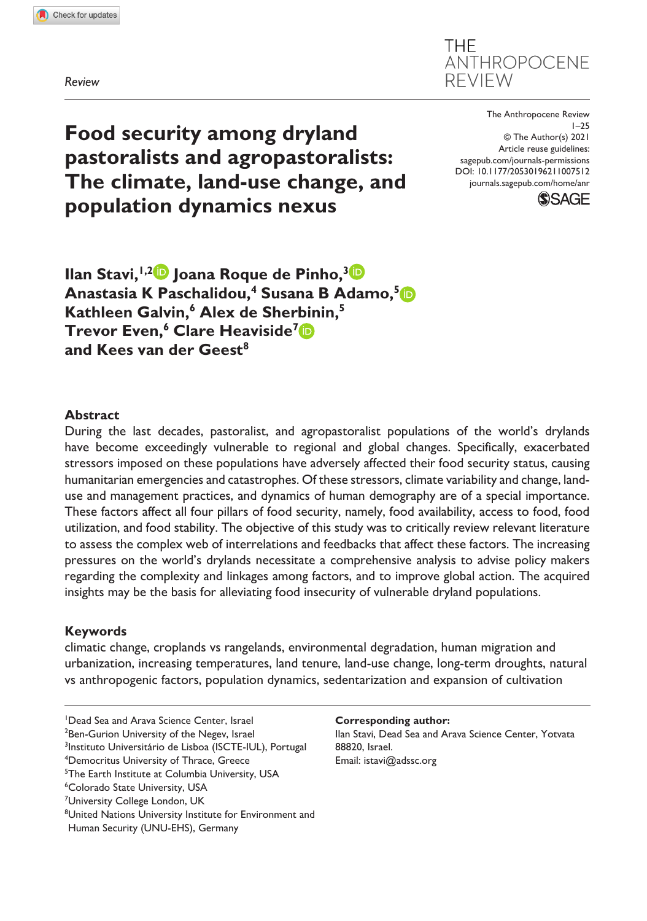*Review*

# Food security among dryland pastoralists and agropastoralists: The climate, land-use change, and population dynamics nexus

The Anthropocene Review
1–25
© The Author(s) 2021
Article reuse guidelines:
sagepub.com/journals-permissions
DOI: 10.1177/20530196211007512
journals.sagepub.com/home/anr

**Ilan Stavi,[1,2] Joana Roque de Pinho,[3] Anastasia K Paschalidou,[4] Susana B Adamo,[5] Kathleen Galvin,[6] Alex de Sherbinin,[5] Trevor Even,[6] Clare Heaviside[7] and Kees van der Geest[8]**

## Abstract

During the last decades, pastoralist, and agropastoralist populations of the world's drylands have become exceedingly vulnerable to regional and global changes. Specifically, exacerbated stressors imposed on these populations have adversely affected their food security status, causing humanitarian emergencies and catastrophes. Of these stressors, climate variability and change, land-use and management practices, and dynamics of human demography are of a special importance. These factors affect all four pillars of food security, namely, food availability, access to food, food utilization, and food stability. The objective of this study was to critically review relevant literature to assess the complex web of interrelations and feedbacks that affect these factors. The increasing pressures on the world's drylands necessitate a comprehensive analysis to advise policy makers regarding the complexity and linkages among factors, and to improve global action. The acquired insights may be the basis for alleviating food insecurity of vulnerable dryland populations.

## Keywords

climatic change, croplands vs rangelands, environmental degradation, human migration and urbanization, increasing temperatures, land tenure, land-use change, long-term droughts, natural vs anthropogenic factors, population dynamics, sedentarization and expansion of cultivation

[1]Dead Sea and Arava Science Center, Israel
[2]Ben-Gurion University of the Negev, Israel
[3]Instituto Universitário de Lisboa (ISCTE-IUL), Portugal
[4]Democritus University of Thrace, Greece
[5]The Earth Institute at Columbia University, USA
[6]Colorado State University, USA
[7]University College London, UK
[8]United Nations University Institute for Environment and Human Security (UNU-EHS), Germany

**Corresponding author:**
Ilan Stavi, Dead Sea and Arava Science Center, Yotvata 88820, Israel.
Email: istavi@adssc.org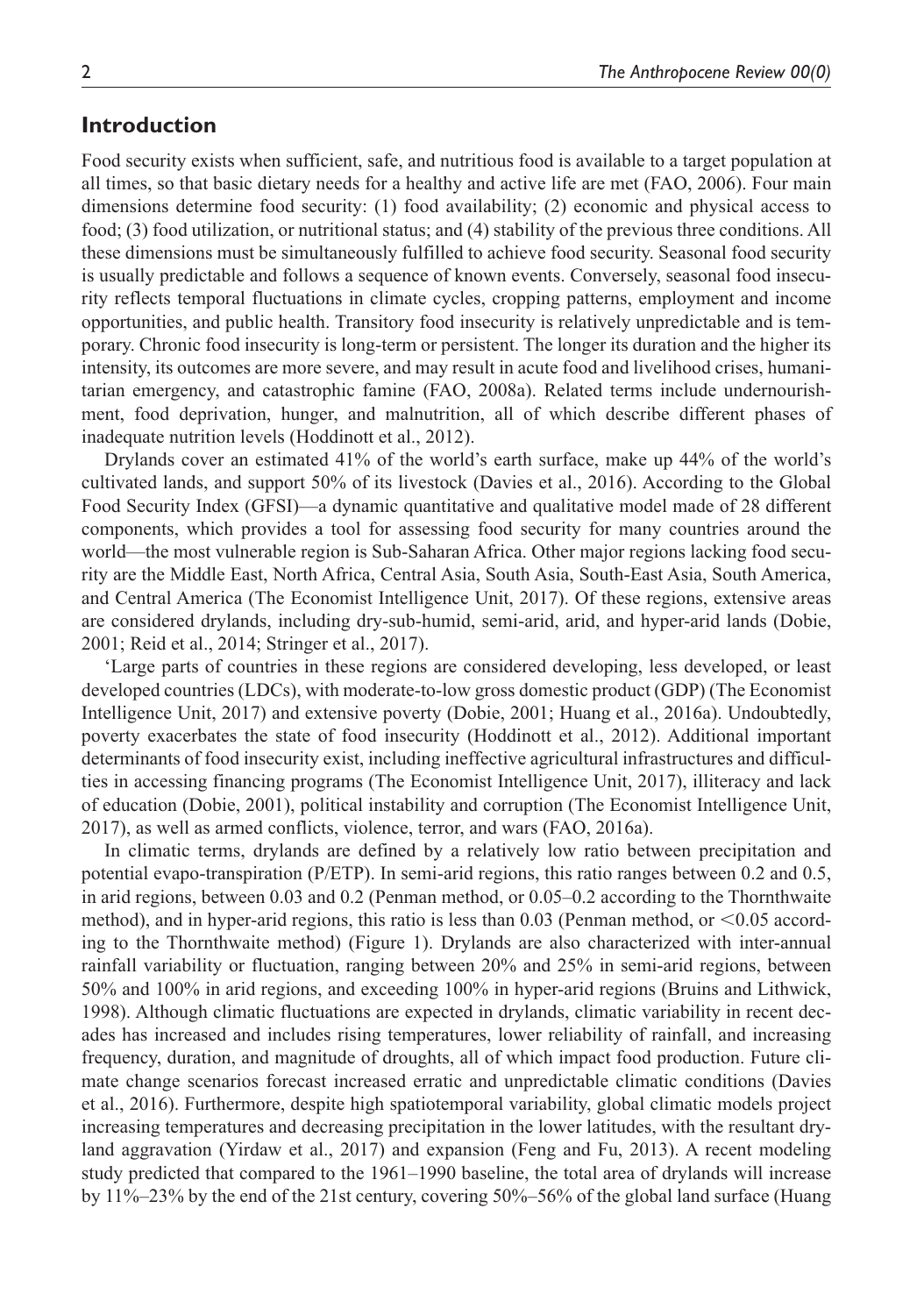## Introduction

Food security exists when sufficient, safe, and nutritious food is available to a target population at all times, so that basic dietary needs for a healthy and active life are met (FAO, 2006). Four main dimensions determine food security: (1) food availability; (2) economic and physical access to food; (3) food utilization, or nutritional status; and (4) stability of the previous three conditions. All these dimensions must be simultaneously fulfilled to achieve food security. Seasonal food security is usually predictable and follows a sequence of known events. Conversely, seasonal food insecurity reflects temporal fluctuations in climate cycles, cropping patterns, employment and income opportunities, and public health. Transitory food insecurity is relatively unpredictable and is temporary. Chronic food insecurity is long-term or persistent. The longer its duration and the higher its intensity, its outcomes are more severe, and may result in acute food and livelihood crises, humanitarian emergency, and catastrophic famine (FAO, 2008a). Related terms include undernourishment, food deprivation, hunger, and malnutrition, all of which describe different phases of inadequate nutrition levels (Hoddinott et al., 2012).

Drylands cover an estimated 41% of the world's earth surface, make up 44% of the world's cultivated lands, and support 50% of its livestock (Davies et al., 2016). According to the Global Food Security Index (GFSI)—a dynamic quantitative and qualitative model made of 28 different components, which provides a tool for assessing food security for many countries around the world—the most vulnerable region is Sub-Saharan Africa. Other major regions lacking food security are the Middle East, North Africa, Central Asia, South Asia, South-East Asia, South America, and Central America (The Economist Intelligence Unit, 2017). Of these regions, extensive areas are considered drylands, including dry-sub-humid, semi-arid, arid, and hyper-arid lands (Dobie, 2001; Reid et al., 2014; Stringer et al., 2017).

'Large parts of countries in these regions are considered developing, less developed, or least developed countries (LDCs), with moderate-to-low gross domestic product (GDP) (The Economist Intelligence Unit, 2017) and extensive poverty (Dobie, 2001; Huang et al., 2016a). Undoubtedly, poverty exacerbates the state of food insecurity (Hoddinott et al., 2012). Additional important determinants of food insecurity exist, including ineffective agricultural infrastructures and difficulties in accessing financing programs (The Economist Intelligence Unit, 2017), illiteracy and lack of education (Dobie, 2001), political instability and corruption (The Economist Intelligence Unit, 2017), as well as armed conflicts, violence, terror, and wars (FAO, 2016a).

In climatic terms, drylands are defined by a relatively low ratio between precipitation and potential evapo-transpiration (P/ETP). In semi-arid regions, this ratio ranges between 0.2 and 0.5, in arid regions, between 0.03 and 0.2 (Penman method, or 0.05–0.2 according to the Thornthwaite method), and in hyper-arid regions, this ratio is less than 0.03 (Penman method, or <0.05 according to the Thornthwaite method) (Figure 1). Drylands are also characterized with inter-annual rainfall variability or fluctuation, ranging between 20% and 25% in semi-arid regions, between 50% and 100% in arid regions, and exceeding 100% in hyper-arid regions (Bruins and Lithwick, 1998). Although climatic fluctuations are expected in drylands, climatic variability in recent decades has increased and includes rising temperatures, lower reliability of rainfall, and increasing frequency, duration, and magnitude of droughts, all of which impact food production. Future climate change scenarios forecast increased erratic and unpredictable climatic conditions (Davies et al., 2016). Furthermore, despite high spatiotemporal variability, global climatic models project increasing temperatures and decreasing precipitation in the lower latitudes, with the resultant dryland aggravation (Yirdaw et al., 2017) and expansion (Feng and Fu, 2013). A recent modeling study predicted that compared to the 1961–1990 baseline, the total area of drylands will increase by 11%–23% by the end of the 21st century, covering 50%–56% of the global land surface (Huang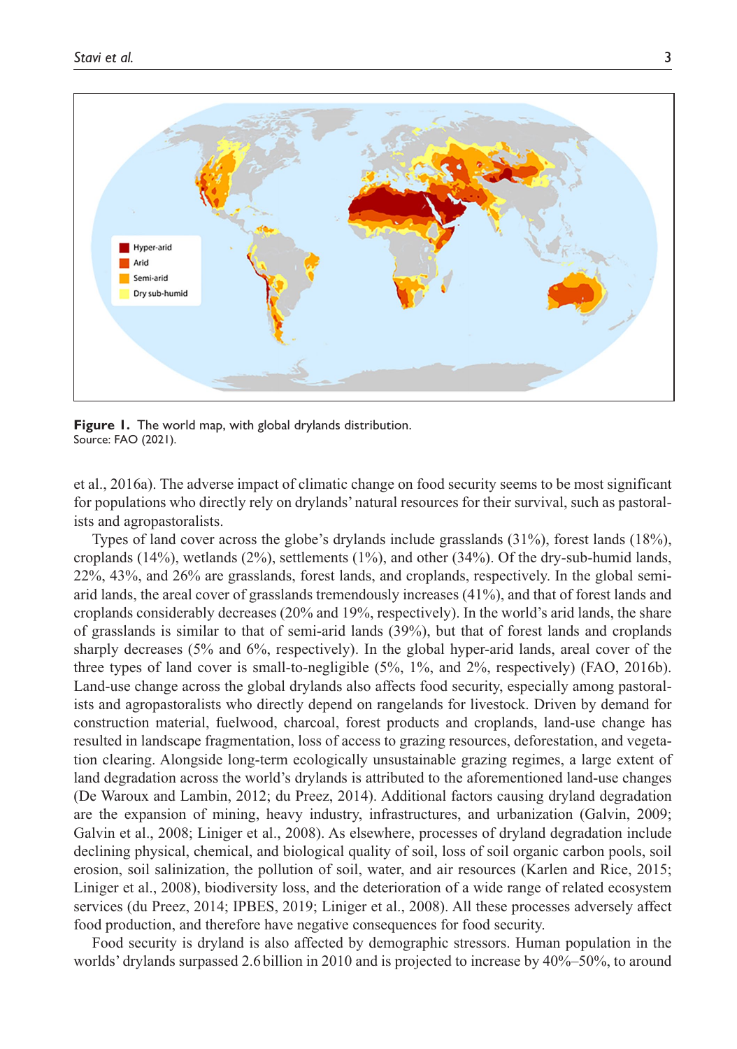**Figure 1.** The world map, with global drylands distribution.
Source: FAO (2021).

et al., 2016a). The adverse impact of climatic change on food security seems to be most significant for populations who directly rely on drylands' natural resources for their survival, such as pastoralists and agropastoralists.

Types of land cover across the globe's drylands include grasslands (31%), forest lands (18%), croplands (14%), wetlands (2%), settlements (1%), and other (34%). Of the dry-sub-humid lands, 22%, 43%, and 26% are grasslands, forest lands, and croplands, respectively. In the global semi-arid lands, the areal cover of grasslands tremendously increases (41%), and that of forest lands and croplands considerably decreases (20% and 19%, respectively). In the world's arid lands, the share of grasslands is similar to that of semi-arid lands (39%), but that of forest lands and croplands sharply decreases (5% and 6%, respectively). In the global hyper-arid lands, areal cover of the three types of land cover is small-to-negligible (5%, 1%, and 2%, respectively) (FAO, 2016b). Land-use change across the global drylands also affects food security, especially among pastoralists and agropastoralists who directly depend on rangelands for livestock. Driven by demand for construction material, fuelwood, charcoal, forest products and croplands, land-use change has resulted in landscape fragmentation, loss of access to grazing resources, deforestation, and vegetation clearing. Alongside long-term ecologically unsustainable grazing regimes, a large extent of land degradation across the world's drylands is attributed to the aforementioned land-use changes (De Waroux and Lambin, 2012; du Preez, 2014). Additional factors causing dryland degradation are the expansion of mining, heavy industry, infrastructures, and urbanization (Galvin, 2009; Galvin et al., 2008; Liniger et al., 2008). As elsewhere, processes of dryland degradation include declining physical, chemical, and biological quality of soil, loss of soil organic carbon pools, soil erosion, soil salinization, the pollution of soil, water, and air resources (Karlen and Rice, 2015; Liniger et al., 2008), biodiversity loss, and the deterioration of a wide range of related ecosystem services (du Preez, 2014; IPBES, 2019; Liniger et al., 2008). All these processes adversely affect food production, and therefore have negative consequences for food security.

Food security is dryland is also affected by demographic stressors. Human population in the worlds' drylands surpassed 2.6 billion in 2010 and is projected to increase by 40%–50%, to around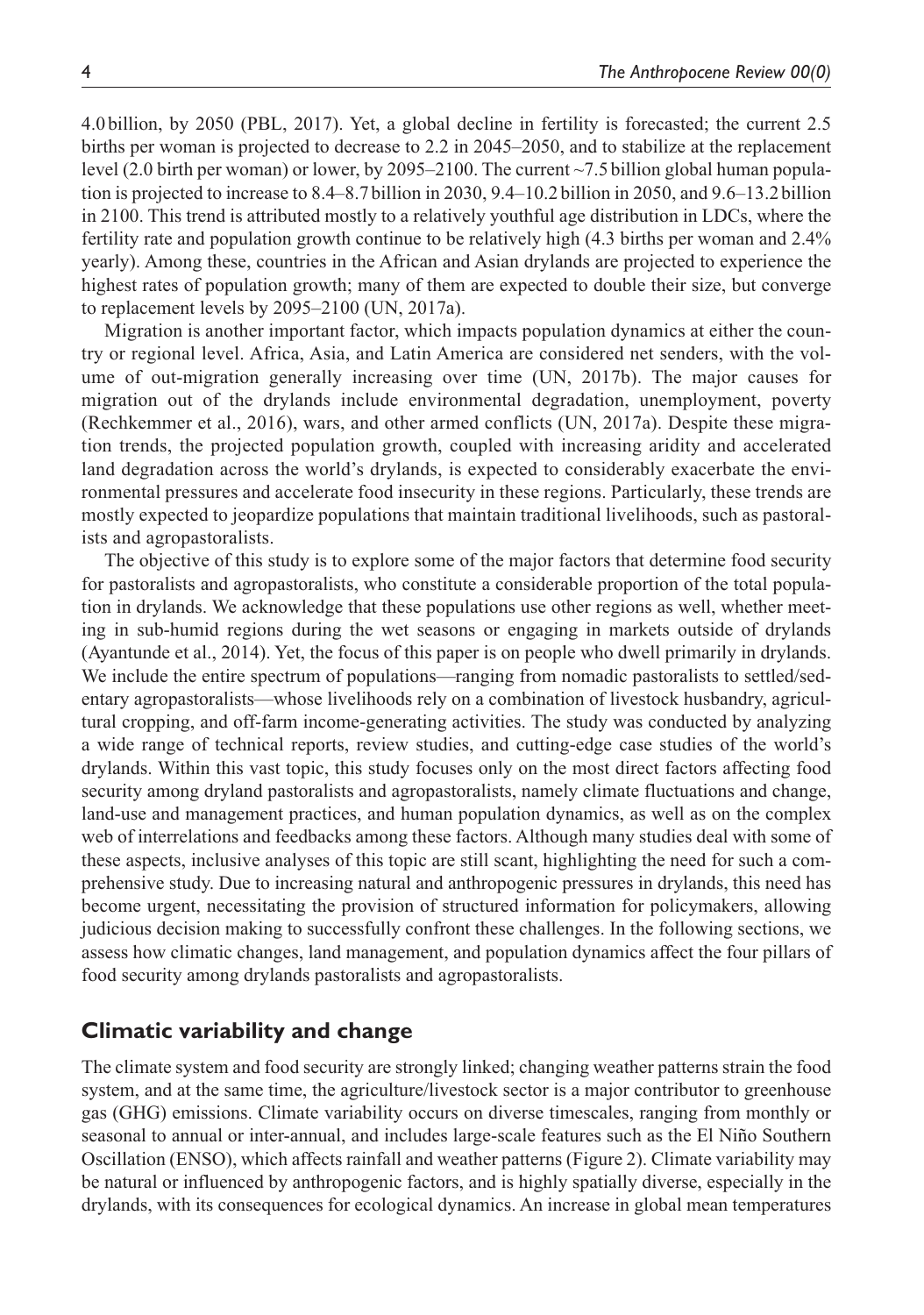4.0 billion, by 2050 (PBL, 2017). Yet, a global decline in fertility is forecasted; the current 2.5 births per woman is projected to decrease to 2.2 in 2045–2050, and to stabilize at the replacement level (2.0 birth per woman) or lower, by 2095–2100. The current ~7.5 billion global human population is projected to increase to 8.4–8.7 billion in 2030, 9.4–10.2 billion in 2050, and 9.6–13.2 billion in 2100. This trend is attributed mostly to a relatively youthful age distribution in LDCs, where the fertility rate and population growth continue to be relatively high (4.3 births per woman and 2.4% yearly). Among these, countries in the African and Asian drylands are projected to experience the highest rates of population growth; many of them are expected to double their size, but converge to replacement levels by 2095–2100 (UN, 2017a).

Migration is another important factor, which impacts population dynamics at either the country or regional level. Africa, Asia, and Latin America are considered net senders, with the volume of out-migration generally increasing over time (UN, 2017b). The major causes for migration out of the drylands include environmental degradation, unemployment, poverty (Rechkemmer et al., 2016), wars, and other armed conflicts (UN, 2017a). Despite these migration trends, the projected population growth, coupled with increasing aridity and accelerated land degradation across the world's drylands, is expected to considerably exacerbate the environmental pressures and accelerate food insecurity in these regions. Particularly, these trends are mostly expected to jeopardize populations that maintain traditional livelihoods, such as pastoralists and agropastoralists.

The objective of this study is to explore some of the major factors that determine food security for pastoralists and agropastoralists, who constitute a considerable proportion of the total population in drylands. We acknowledge that these populations use other regions as well, whether meeting in sub-humid regions during the wet seasons or engaging in markets outside of drylands (Ayantunde et al., 2014). Yet, the focus of this paper is on people who dwell primarily in drylands. We include the entire spectrum of populations—ranging from nomadic pastoralists to settled/sedentary agropastoralists—whose livelihoods rely on a combination of livestock husbandry, agricultural cropping, and off-farm income-generating activities. The study was conducted by analyzing a wide range of technical reports, review studies, and cutting-edge case studies of the world's drylands. Within this vast topic, this study focuses only on the most direct factors affecting food security among dryland pastoralists and agropastoralists, namely climate fluctuations and change, land-use and management practices, and human population dynamics, as well as on the complex web of interrelations and feedbacks among these factors. Although many studies deal with some of these aspects, inclusive analyses of this topic are still scant, highlighting the need for such a comprehensive study. Due to increasing natural and anthropogenic pressures in drylands, this need has become urgent, necessitating the provision of structured information for policymakers, allowing judicious decision making to successfully confront these challenges. In the following sections, we assess how climatic changes, land management, and population dynamics affect the four pillars of food security among drylands pastoralists and agropastoralists.

## Climatic variability and change

The climate system and food security are strongly linked; changing weather patterns strain the food system, and at the same time, the agriculture/livestock sector is a major contributor to greenhouse gas (GHG) emissions. Climate variability occurs on diverse timescales, ranging from monthly or seasonal to annual or inter-annual, and includes large-scale features such as the El Niño Southern Oscillation (ENSO), which affects rainfall and weather patterns (Figure 2). Climate variability may be natural or influenced by anthropogenic factors, and is highly spatially diverse, especially in the drylands, with its consequences for ecological dynamics. An increase in global mean temperatures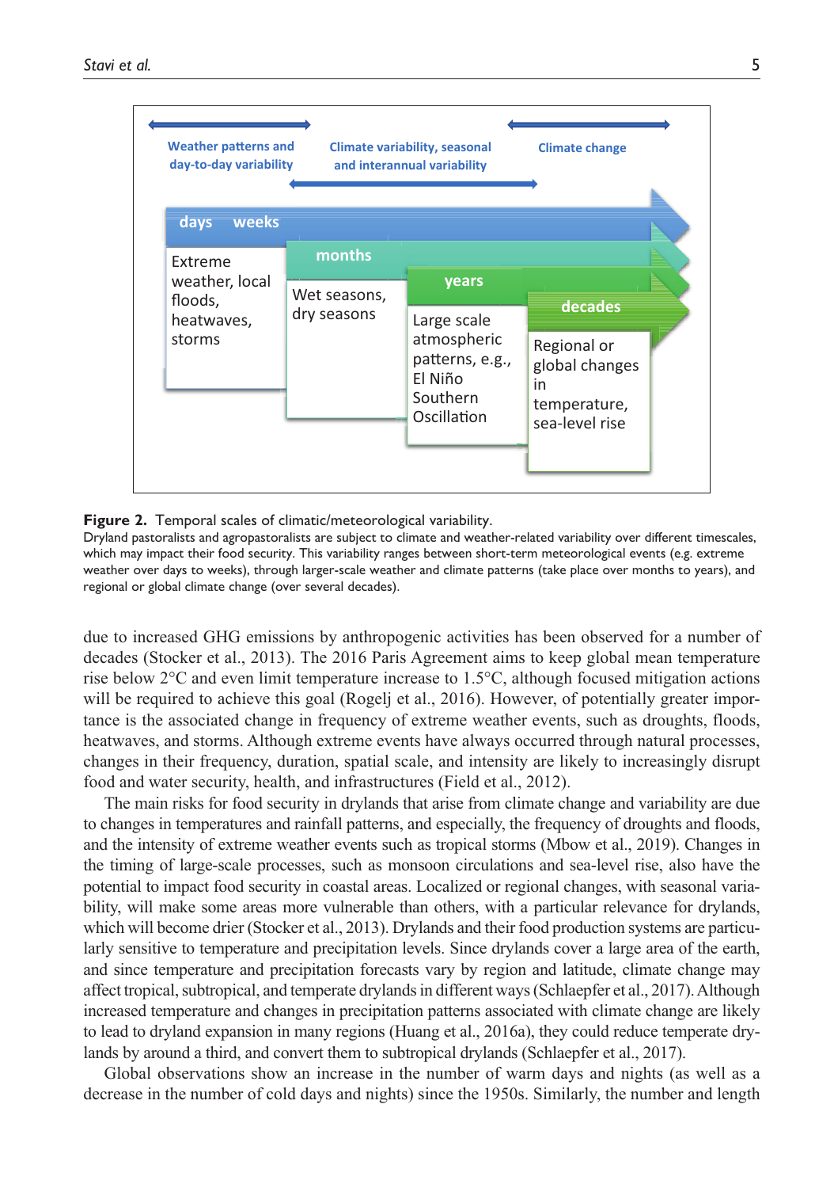**Figure 2.** Temporal scales of climatic/meteorological variability.

Dryland pastoralists and agropastoralists are subject to climate and weather-related variability over different timescales, which may impact their food security. This variability ranges between short-term meteorological events (e.g. extreme weather over days to weeks), through larger-scale weather and climate patterns (take place over months to years), and regional or global climate change (over several decades).

due to increased GHG emissions by anthropogenic activities has been observed for a number of decades (Stocker et al., 2013). The 2016 Paris Agreement aims to keep global mean temperature rise below 2°C and even limit temperature increase to 1.5°C, although focused mitigation actions will be required to achieve this goal (Rogelj et al., 2016). However, of potentially greater importance is the associated change in frequency of extreme weather events, such as droughts, floods, heatwaves, and storms. Although extreme events have always occurred through natural processes, changes in their frequency, duration, spatial scale, and intensity are likely to increasingly disrupt food and water security, health, and infrastructures (Field et al., 2012).

The main risks for food security in drylands that arise from climate change and variability are due to changes in temperatures and rainfall patterns, and especially, the frequency of droughts and floods, and the intensity of extreme weather events such as tropical storms (Mbow et al., 2019). Changes in the timing of large-scale processes, such as monsoon circulations and sea-level rise, also have the potential to impact food security in coastal areas. Localized or regional changes, with seasonal variability, will make some areas more vulnerable than others, with a particular relevance for drylands, which will become drier (Stocker et al., 2013). Drylands and their food production systems are particularly sensitive to temperature and precipitation levels. Since drylands cover a large area of the earth, and since temperature and precipitation forecasts vary by region and latitude, climate change may affect tropical, subtropical, and temperate drylands in different ways (Schlaepfer et al., 2017). Although increased temperature and changes in precipitation patterns associated with climate change are likely to lead to dryland expansion in many regions (Huang et al., 2016a), they could reduce temperate drylands by around a third, and convert them to subtropical drylands (Schlaepfer et al., 2017).

Global observations show an increase in the number of warm days and nights (as well as a decrease in the number of cold days and nights) since the 1950s. Similarly, the number and length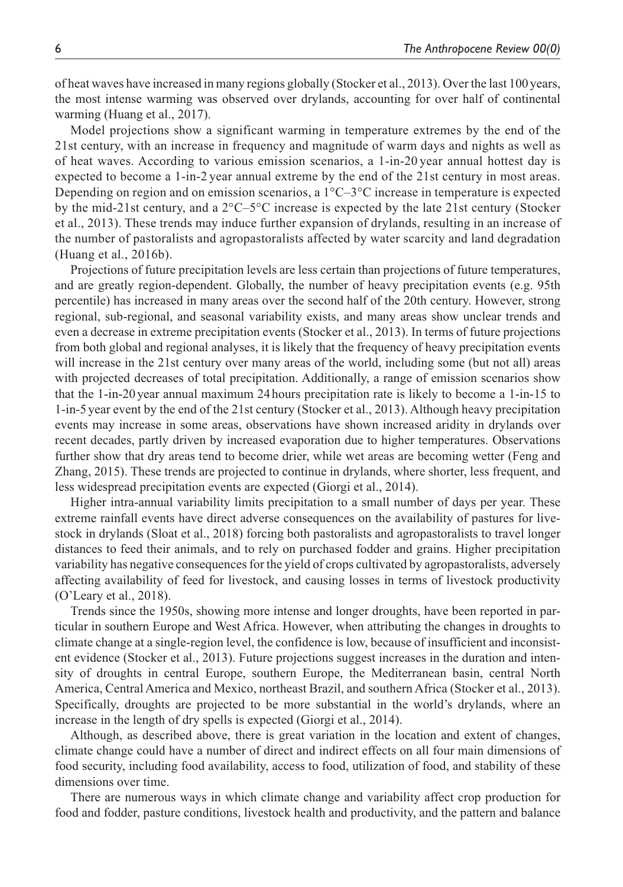of heat waves have increased in many regions globally (Stocker et al., 2013). Over the last 100 years, the most intense warming was observed over drylands, accounting for over half of continental warming (Huang et al., 2017).

Model projections show a significant warming in temperature extremes by the end of the 21st century, with an increase in frequency and magnitude of warm days and nights as well as of heat waves. According to various emission scenarios, a 1-in-20 year annual hottest day is expected to become a 1-in-2 year annual extreme by the end of the 21st century in most areas. Depending on region and on emission scenarios, a 1°C–3°C increase in temperature is expected by the mid-21st century, and a 2°C–5°C increase is expected by the late 21st century (Stocker et al., 2013). These trends may induce further expansion of drylands, resulting in an increase of the number of pastoralists and agropastoralists affected by water scarcity and land degradation (Huang et al., 2016b).

Projections of future precipitation levels are less certain than projections of future temperatures, and are greatly region-dependent. Globally, the number of heavy precipitation events (e.g. 95th percentile) has increased in many areas over the second half of the 20th century. However, strong regional, sub-regional, and seasonal variability exists, and many areas show unclear trends and even a decrease in extreme precipitation events (Stocker et al., 2013). In terms of future projections from both global and regional analyses, it is likely that the frequency of heavy precipitation events will increase in the 21st century over many areas of the world, including some (but not all) areas with projected decreases of total precipitation. Additionally, a range of emission scenarios show that the 1-in-20 year annual maximum 24 hours precipitation rate is likely to become a 1-in-15 to 1-in-5 year event by the end of the 21st century (Stocker et al., 2013). Although heavy precipitation events may increase in some areas, observations have shown increased aridity in drylands over recent decades, partly driven by increased evaporation due to higher temperatures. Observations further show that dry areas tend to become drier, while wet areas are becoming wetter (Feng and Zhang, 2015). These trends are projected to continue in drylands, where shorter, less frequent, and less widespread precipitation events are expected (Giorgi et al., 2014).

Higher intra-annual variability limits precipitation to a small number of days per year. These extreme rainfall events have direct adverse consequences on the availability of pastures for livestock in drylands (Sloat et al., 2018) forcing both pastoralists and agropastoralists to travel longer distances to feed their animals, and to rely on purchased fodder and grains. Higher precipitation variability has negative consequences for the yield of crops cultivated by agropastoralists, adversely affecting availability of feed for livestock, and causing losses in terms of livestock productivity (O'Leary et al., 2018).

Trends since the 1950s, showing more intense and longer droughts, have been reported in particular in southern Europe and West Africa. However, when attributing the changes in droughts to climate change at a single-region level, the confidence is low, because of insufficient and inconsistent evidence (Stocker et al., 2013). Future projections suggest increases in the duration and intensity of droughts in central Europe, southern Europe, the Mediterranean basin, central North America, Central America and Mexico, northeast Brazil, and southern Africa (Stocker et al., 2013). Specifically, droughts are projected to be more substantial in the world's drylands, where an increase in the length of dry spells is expected (Giorgi et al., 2014).

Although, as described above, there is great variation in the location and extent of changes, climate change could have a number of direct and indirect effects on all four main dimensions of food security, including food availability, access to food, utilization of food, and stability of these dimensions over time.

There are numerous ways in which climate change and variability affect crop production for food and fodder, pasture conditions, livestock health and productivity, and the pattern and balance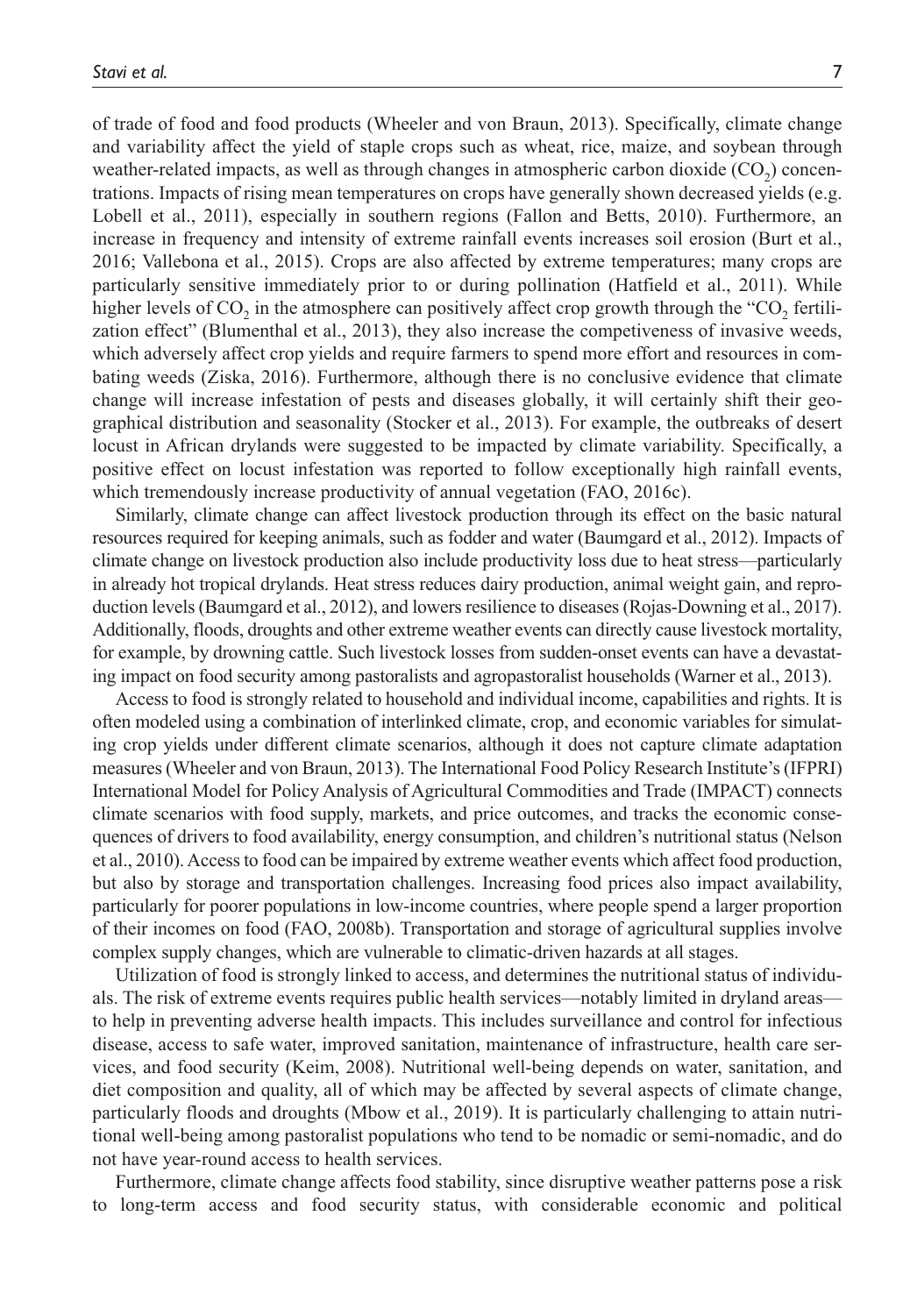of trade of food and food products (Wheeler and von Braun, 2013). Specifically, climate change and variability affect the yield of staple crops such as wheat, rice, maize, and soybean through weather-related impacts, as well as through changes in atmospheric carbon dioxide ($CO_2$) concentrations. Impacts of rising mean temperatures on crops have generally shown decreased yields (e.g. Lobell et al., 2011), especially in southern regions (Fallon and Betts, 2010). Furthermore, an increase in frequency and intensity of extreme rainfall events increases soil erosion (Burt et al., 2016; Vallebona et al., 2015). Crops are also affected by extreme temperatures; many crops are particularly sensitive immediately prior to or during pollination (Hatfield et al., 2011). While higher levels of $CO_2$ in the atmosphere can positively affect crop growth through the "$CO_2$ fertilization effect" (Blumenthal et al., 2013), they also increase the competiveness of invasive weeds, which adversely affect crop yields and require farmers to spend more effort and resources in combating weeds (Ziska, 2016). Furthermore, although there is no conclusive evidence that climate change will increase infestation of pests and diseases globally, it will certainly shift their geographical distribution and seasonality (Stocker et al., 2013). For example, the outbreaks of desert locust in African drylands were suggested to be impacted by climate variability. Specifically, a positive effect on locust infestation was reported to follow exceptionally high rainfall events, which tremendously increase productivity of annual vegetation (FAO, 2016c).

Similarly, climate change can affect livestock production through its effect on the basic natural resources required for keeping animals, such as fodder and water (Baumgard et al., 2012). Impacts of climate change on livestock production also include productivity loss due to heat stress—particularly in already hot tropical drylands. Heat stress reduces dairy production, animal weight gain, and reproduction levels (Baumgard et al., 2012), and lowers resilience to diseases (Rojas-Downing et al., 2017). Additionally, floods, droughts and other extreme weather events can directly cause livestock mortality, for example, by drowning cattle. Such livestock losses from sudden-onset events can have a devastating impact on food security among pastoralists and agropastoralist households (Warner et al., 2013).

Access to food is strongly related to household and individual income, capabilities and rights. It is often modeled using a combination of interlinked climate, crop, and economic variables for simulating crop yields under different climate scenarios, although it does not capture climate adaptation measures (Wheeler and von Braun, 2013). The International Food Policy Research Institute's (IFPRI) International Model for Policy Analysis of Agricultural Commodities and Trade (IMPACT) connects climate scenarios with food supply, markets, and price outcomes, and tracks the economic consequences of drivers to food availability, energy consumption, and children's nutritional status (Nelson et al., 2010). Access to food can be impaired by extreme weather events which affect food production, but also by storage and transportation challenges. Increasing food prices also impact availability, particularly for poorer populations in low-income countries, where people spend a larger proportion of their incomes on food (FAO, 2008b). Transportation and storage of agricultural supplies involve complex supply changes, which are vulnerable to climatic-driven hazards at all stages.

Utilization of food is strongly linked to access, and determines the nutritional status of individuals. The risk of extreme events requires public health services—notably limited in dryland areas—to help in preventing adverse health impacts. This includes surveillance and control for infectious disease, access to safe water, improved sanitation, maintenance of infrastructure, health care services, and food security (Keim, 2008). Nutritional well-being depends on water, sanitation, and diet composition and quality, all of which may be affected by several aspects of climate change, particularly floods and droughts (Mbow et al., 2019). It is particularly challenging to attain nutritional well-being among pastoralist populations who tend to be nomadic or semi-nomadic, and do not have year-round access to health services.

Furthermore, climate change affects food stability, since disruptive weather patterns pose a risk to long-term access and food security status, with considerable economic and political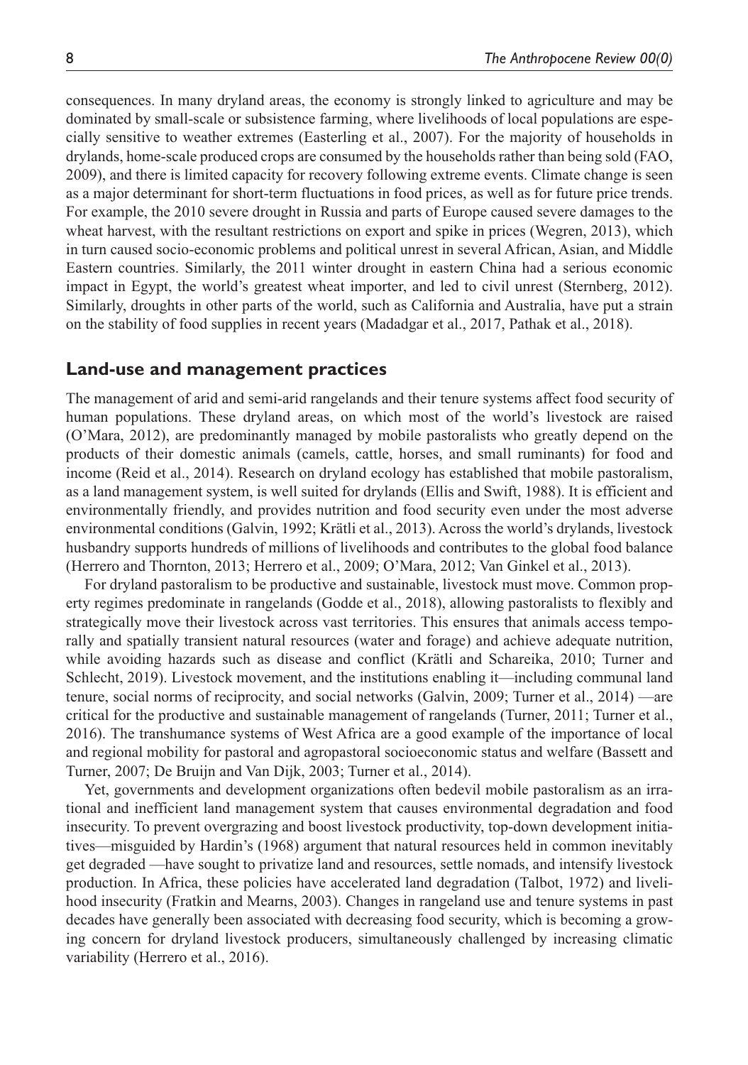consequences. In many dryland areas, the economy is strongly linked to agriculture and may be dominated by small-scale or subsistence farming, where livelihoods of local populations are especially sensitive to weather extremes (Easterling et al., 2007). For the majority of households in drylands, home-scale produced crops are consumed by the households rather than being sold (FAO, 2009), and there is limited capacity for recovery following extreme events. Climate change is seen as a major determinant for short-term fluctuations in food prices, as well as for future price trends. For example, the 2010 severe drought in Russia and parts of Europe caused severe damages to the wheat harvest, with the resultant restrictions on export and spike in prices (Wegren, 2013), which in turn caused socio-economic problems and political unrest in several African, Asian, and Middle Eastern countries. Similarly, the 2011 winter drought in eastern China had a serious economic impact in Egypt, the world's greatest wheat importer, and led to civil unrest (Sternberg, 2012). Similarly, droughts in other parts of the world, such as California and Australia, have put a strain on the stability of food supplies in recent years (Madadgar et al., 2017, Pathak et al., 2018).

## Land-use and management practices

The management of arid and semi-arid rangelands and their tenure systems affect food security of human populations. These dryland areas, on which most of the world's livestock are raised (O'Mara, 2012), are predominantly managed by mobile pastoralists who greatly depend on the products of their domestic animals (camels, cattle, horses, and small ruminants) for food and income (Reid et al., 2014). Research on dryland ecology has established that mobile pastoralism, as a land management system, is well suited for drylands (Ellis and Swift, 1988). It is efficient and environmentally friendly, and provides nutrition and food security even under the most adverse environmental conditions (Galvin, 1992; Krätli et al., 2013). Across the world's drylands, livestock husbandry supports hundreds of millions of livelihoods and contributes to the global food balance (Herrero and Thornton, 2013; Herrero et al., 2009; O'Mara, 2012; Van Ginkel et al., 2013).

For dryland pastoralism to be productive and sustainable, livestock must move. Common property regimes predominate in rangelands (Godde et al., 2018), allowing pastoralists to flexibly and strategically move their livestock across vast territories. This ensures that animals access temporally and spatially transient natural resources (water and forage) and achieve adequate nutrition, while avoiding hazards such as disease and conflict (Krätli and Schareika, 2010; Turner and Schlecht, 2019). Livestock movement, and the institutions enabling it—including communal land tenure, social norms of reciprocity, and social networks (Galvin, 2009; Turner et al., 2014) —are critical for the productive and sustainable management of rangelands (Turner, 2011; Turner et al., 2016). The transhumance systems of West Africa are a good example of the importance of local and regional mobility for pastoral and agropastoral socioeconomic status and welfare (Bassett and Turner, 2007; De Bruijn and Van Dijk, 2003; Turner et al., 2014).

Yet, governments and development organizations often bedevil mobile pastoralism as an irrational and inefficient land management system that causes environmental degradation and food insecurity. To prevent overgrazing and boost livestock productivity, top-down development initiatives—misguided by Hardin's (1968) argument that natural resources held in common inevitably get degraded —have sought to privatize land and resources, settle nomads, and intensify livestock production. In Africa, these policies have accelerated land degradation (Talbot, 1972) and livelihood insecurity (Fratkin and Mearns, 2003). Changes in rangeland use and tenure systems in past decades have generally been associated with decreasing food security, which is becoming a growing concern for dryland livestock producers, simultaneously challenged by increasing climatic variability (Herrero et al., 2016).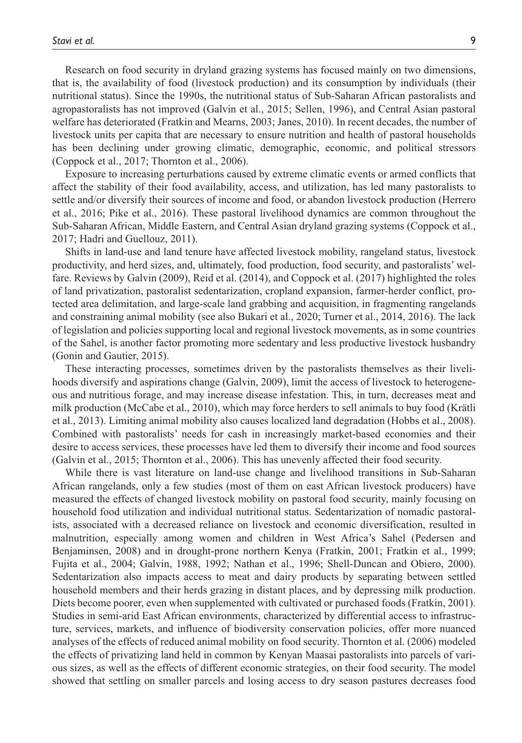Research on food security in dryland grazing systems has focused mainly on two dimensions, that is, the availability of food (livestock production) and its consumption by individuals (their nutritional status). Since the 1990s, the nutritional status of Sub-Saharan African pastoralists and agropastoralists has not improved (Galvin et al., 2015; Sellen, 1996), and Central Asian pastoral welfare has deteriorated (Fratkin and Mearns, 2003; Janes, 2010). In recent decades, the number of livestock units per capita that are necessary to ensure nutrition and health of pastoral households has been declining under growing climatic, demographic, economic, and political stressors (Coppock et al., 2017; Thornton et al., 2006).

Exposure to increasing perturbations caused by extreme climatic events or armed conflicts that affect the stability of their food availability, access, and utilization, has led many pastoralists to settle and/or diversify their sources of income and food, or abandon livestock production (Herrero et al., 2016; Pike et al., 2016). These pastoral livelihood dynamics are common throughout the Sub-Saharan African, Middle Eastern, and Central Asian dryland grazing systems (Coppock et al., 2017; Hadri and Guellouz, 2011).

Shifts in land-use and land tenure have affected livestock mobility, rangeland status, livestock productivity, and herd sizes, and, ultimately, food production, food security, and pastoralists' welfare. Reviews by Galvin (2009), Reid et al. (2014), and Coppock et al. (2017) highlighted the roles of land privatization, pastoralist sedentarization, cropland expansion, farmer-herder conflict, protected area delimitation, and large-scale land grabbing and acquisition, in fragmenting rangelands and constraining animal mobility (see also Bukari et al., 2020; Turner et al., 2014, 2016). The lack of legislation and policies supporting local and regional livestock movements, as in some countries of the Sahel, is another factor promoting more sedentary and less productive livestock husbandry (Gonin and Gautier, 2015).

These interacting processes, sometimes driven by the pastoralists themselves as their livelihoods diversify and aspirations change (Galvin, 2009), limit the access of livestock to heterogeneous and nutritious forage, and may increase disease infestation. This, in turn, decreases meat and milk production (McCabe et al., 2010), which may force herders to sell animals to buy food (Krätli et al., 2013). Limiting animal mobility also causes localized land degradation (Hobbs et al., 2008). Combined with pastoralists' needs for cash in increasingly market-based economies and their desire to access services, these processes have led them to diversify their income and food sources (Galvin et al., 2015; Thornton et al., 2006). This has unevenly affected their food security.

While there is vast literature on land-use change and livelihood transitions in Sub-Saharan African rangelands, only a few studies (most of them on east African livestock producers) have measured the effects of changed livestock mobility on pastoral food security, mainly focusing on household food utilization and individual nutritional status. Sedentarization of nomadic pastoralists, associated with a decreased reliance on livestock and economic diversification, resulted in malnutrition, especially among women and children in West Africa's Sahel (Pedersen and Benjaminsen, 2008) and in drought-prone northern Kenya (Fratkin, 2001; Fratkin et al., 1999; Fujita et al., 2004; Galvin, 1988, 1992; Nathan et al., 1996; Shell-Duncan and Obiero, 2000). Sedentarization also impacts access to meat and dairy products by separating between settled household members and their herds grazing in distant places, and by depressing milk production. Diets become poorer, even when supplemented with cultivated or purchased foods (Fratkin, 2001). Studies in semi-arid East African environments, characterized by differential access to infrastructure, services, markets, and influence of biodiversity conservation policies, offer more nuanced analyses of the effects of reduced animal mobility on food security. Thornton et al. (2006) modeled the effects of privatizing land held in common by Kenyan Maasai pastoralists into parcels of various sizes, as well as the effects of different economic strategies, on their food security. The model showed that settling on smaller parcels and losing access to dry season pastures decreases food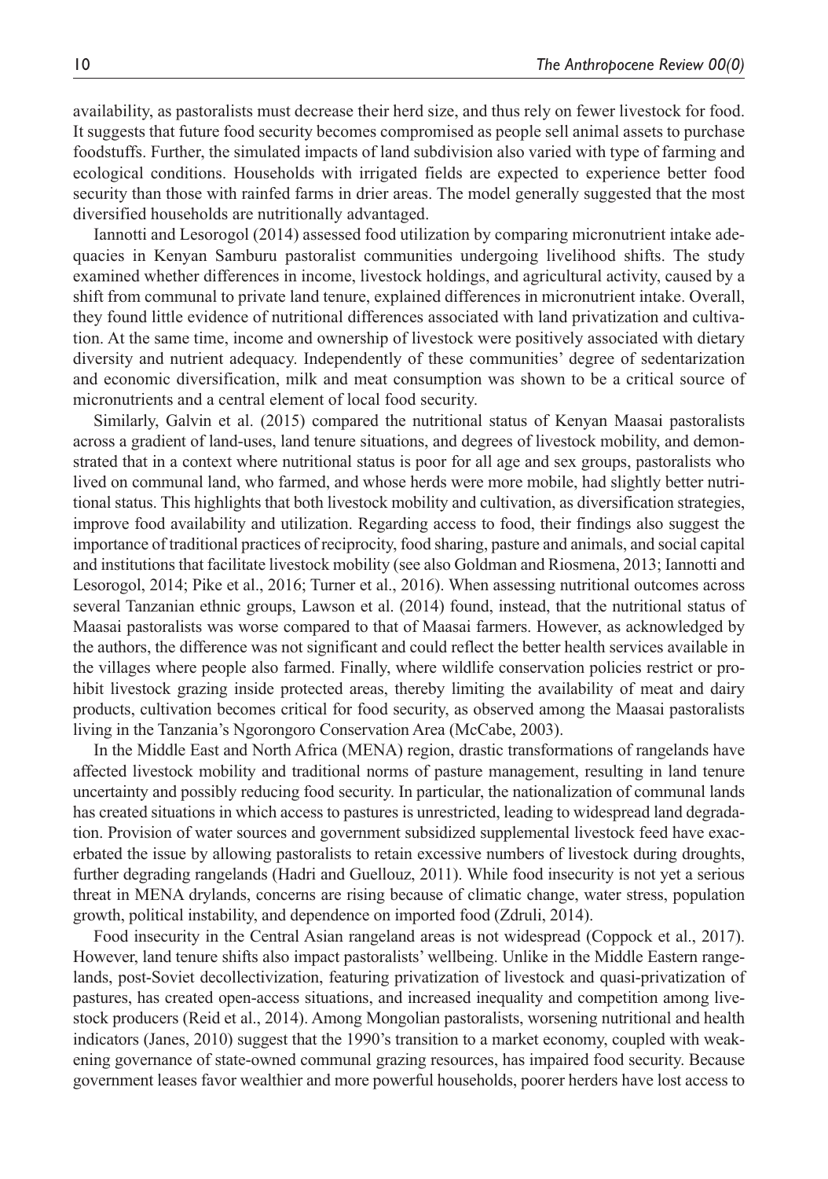availability, as pastoralists must decrease their herd size, and thus rely on fewer livestock for food. It suggests that future food security becomes compromised as people sell animal assets to purchase foodstuffs. Further, the simulated impacts of land subdivision also varied with type of farming and ecological conditions. Households with irrigated fields are expected to experience better food security than those with rainfed farms in drier areas. The model generally suggested that the most diversified households are nutritionally advantaged.

Iannotti and Lesorogol (2014) assessed food utilization by comparing micronutrient intake adequacies in Kenyan Samburu pastoralist communities undergoing livelihood shifts. The study examined whether differences in income, livestock holdings, and agricultural activity, caused by a shift from communal to private land tenure, explained differences in micronutrient intake. Overall, they found little evidence of nutritional differences associated with land privatization and cultivation. At the same time, income and ownership of livestock were positively associated with dietary diversity and nutrient adequacy. Independently of these communities' degree of sedentarization and economic diversification, milk and meat consumption was shown to be a critical source of micronutrients and a central element of local food security.

Similarly, Galvin et al. (2015) compared the nutritional status of Kenyan Maasai pastoralists across a gradient of land-uses, land tenure situations, and degrees of livestock mobility, and demonstrated that in a context where nutritional status is poor for all age and sex groups, pastoralists who lived on communal land, who farmed, and whose herds were more mobile, had slightly better nutritional status. This highlights that both livestock mobility and cultivation, as diversification strategies, improve food availability and utilization. Regarding access to food, their findings also suggest the importance of traditional practices of reciprocity, food sharing, pasture and animals, and social capital and institutions that facilitate livestock mobility (see also Goldman and Riosmena, 2013; Iannotti and Lesorogol, 2014; Pike et al., 2016; Turner et al., 2016). When assessing nutritional outcomes across several Tanzanian ethnic groups, Lawson et al. (2014) found, instead, that the nutritional status of Maasai pastoralists was worse compared to that of Maasai farmers. However, as acknowledged by the authors, the difference was not significant and could reflect the better health services available in the villages where people also farmed. Finally, where wildlife conservation policies restrict or prohibit livestock grazing inside protected areas, thereby limiting the availability of meat and dairy products, cultivation becomes critical for food security, as observed among the Maasai pastoralists living in the Tanzania's Ngorongoro Conservation Area (McCabe, 2003).

In the Middle East and North Africa (MENA) region, drastic transformations of rangelands have affected livestock mobility and traditional norms of pasture management, resulting in land tenure uncertainty and possibly reducing food security. In particular, the nationalization of communal lands has created situations in which access to pastures is unrestricted, leading to widespread land degradation. Provision of water sources and government subsidized supplemental livestock feed have exacerbated the issue by allowing pastoralists to retain excessive numbers of livestock during droughts, further degrading rangelands (Hadri and Guellouz, 2011). While food insecurity is not yet a serious threat in MENA drylands, concerns are rising because of climatic change, water stress, population growth, political instability, and dependence on imported food (Zdruli, 2014).

Food insecurity in the Central Asian rangeland areas is not widespread (Coppock et al., 2017). However, land tenure shifts also impact pastoralists' wellbeing. Unlike in the Middle Eastern rangelands, post-Soviet decollectivization, featuring privatization of livestock and quasi-privatization of pastures, has created open-access situations, and increased inequality and competition among livestock producers (Reid et al., 2014). Among Mongolian pastoralists, worsening nutritional and health indicators (Janes, 2010) suggest that the 1990's transition to a market economy, coupled with weakening governance of state-owned communal grazing resources, has impaired food security. Because government leases favor wealthier and more powerful households, poorer herders have lost access to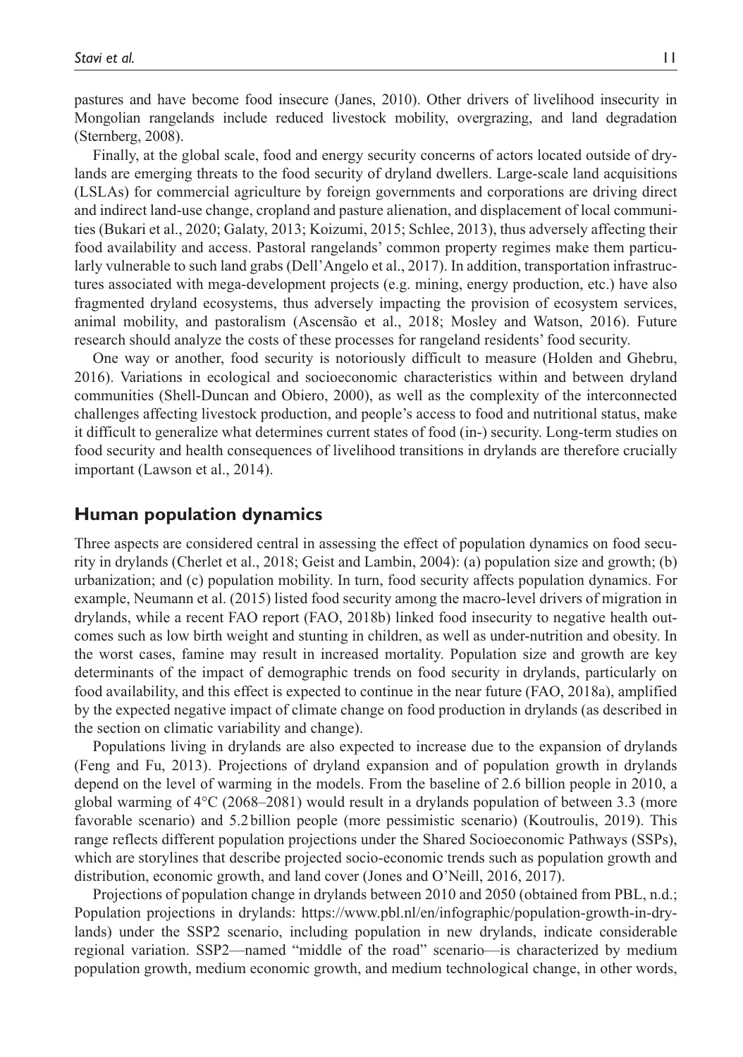pastures and have become food insecure (Janes, 2010). Other drivers of livelihood insecurity in Mongolian rangelands include reduced livestock mobility, overgrazing, and land degradation (Sternberg, 2008).

Finally, at the global scale, food and energy security concerns of actors located outside of drylands are emerging threats to the food security of dryland dwellers. Large-scale land acquisitions (LSLAs) for commercial agriculture by foreign governments and corporations are driving direct and indirect land-use change, cropland and pasture alienation, and displacement of local communities (Bukari et al., 2020; Galaty, 2013; Koizumi, 2015; Schlee, 2013), thus adversely affecting their food availability and access. Pastoral rangelands' common property regimes make them particularly vulnerable to such land grabs (Dell'Angelo et al., 2017). In addition, transportation infrastructures associated with mega-development projects (e.g. mining, energy production, etc.) have also fragmented dryland ecosystems, thus adversely impacting the provision of ecosystem services, animal mobility, and pastoralism (Ascensão et al., 2018; Mosley and Watson, 2016). Future research should analyze the costs of these processes for rangeland residents' food security.

One way or another, food security is notoriously difficult to measure (Holden and Ghebru, 2016). Variations in ecological and socioeconomic characteristics within and between dryland communities (Shell-Duncan and Obiero, 2000), as well as the complexity of the interconnected challenges affecting livestock production, and people's access to food and nutritional status, make it difficult to generalize what determines current states of food (in-) security. Long-term studies on food security and health consequences of livelihood transitions in drylands are therefore crucially important (Lawson et al., 2014).

## Human population dynamics

Three aspects are considered central in assessing the effect of population dynamics on food security in drylands (Cherlet et al., 2018; Geist and Lambin, 2004): (a) population size and growth; (b) urbanization; and (c) population mobility. In turn, food security affects population dynamics. For example, Neumann et al. (2015) listed food security among the macro-level drivers of migration in drylands, while a recent FAO report (FAO, 2018b) linked food insecurity to negative health outcomes such as low birth weight and stunting in children, as well as under-nutrition and obesity. In the worst cases, famine may result in increased mortality. Population size and growth are key determinants of the impact of demographic trends on food security in drylands, particularly on food availability, and this effect is expected to continue in the near future (FAO, 2018a), amplified by the expected negative impact of climate change on food production in drylands (as described in the section on climatic variability and change).

Populations living in drylands are also expected to increase due to the expansion of drylands (Feng and Fu, 2013). Projections of dryland expansion and of population growth in drylands depend on the level of warming in the models. From the baseline of 2.6 billion people in 2010, a global warming of 4°C (2068–2081) would result in a drylands population of between 3.3 (more favorable scenario) and 5.2 billion people (more pessimistic scenario) (Koutroulis, 2019). This range reflects different population projections under the Shared Socioeconomic Pathways (SSPs), which are storylines that describe projected socio-economic trends such as population growth and distribution, economic growth, and land cover (Jones and O'Neill, 2016, 2017).

Projections of population change in drylands between 2010 and 2050 (obtained from PBL, n.d.; Population projections in drylands: https://www.pbl.nl/en/infographic/population-growth-in-drylands) under the SSP2 scenario, including population in new drylands, indicate considerable regional variation. SSP2—named "middle of the road" scenario—is characterized by medium population growth, medium economic growth, and medium technological change, in other words,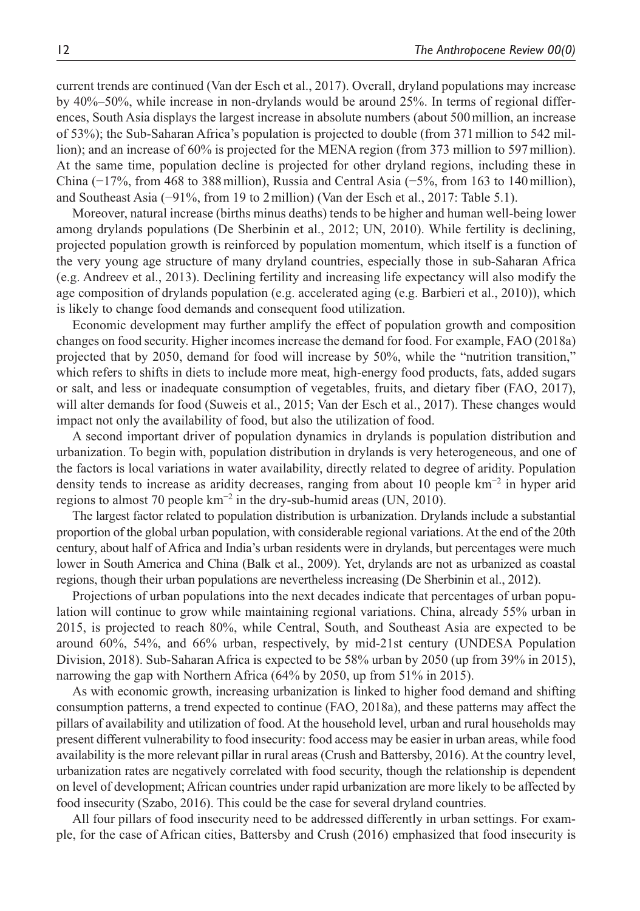current trends are continued (Van der Esch et al., 2017). Overall, dryland populations may increase by 40%–50%, while increase in non-drylands would be around 25%. In terms of regional differences, South Asia displays the largest increase in absolute numbers (about 500 million, an increase of 53%); the Sub-Saharan Africa's population is projected to double (from 371 million to 542 million); and an increase of 60% is projected for the MENA region (from 373 million to 597 million). At the same time, population decline is projected for other dryland regions, including these in China (−17%, from 468 to 388 million), Russia and Central Asia (−5%, from 163 to 140 million), and Southeast Asia (−91%, from 19 to 2 million) (Van der Esch et al., 2017: Table 5.1).

Moreover, natural increase (births minus deaths) tends to be higher and human well-being lower among drylands populations (De Sherbinin et al., 2012; UN, 2010). While fertility is declining, projected population growth is reinforced by population momentum, which itself is a function of the very young age structure of many dryland countries, especially those in sub-Saharan Africa (e.g. Andreev et al., 2013). Declining fertility and increasing life expectancy will also modify the age composition of drylands population (e.g. accelerated aging (e.g. Barbieri et al., 2010)), which is likely to change food demands and consequent food utilization.

Economic development may further amplify the effect of population growth and composition changes on food security. Higher incomes increase the demand for food. For example, FAO (2018a) projected that by 2050, demand for food will increase by 50%, while the "nutrition transition," which refers to shifts in diets to include more meat, high-energy food products, fats, added sugars or salt, and less or inadequate consumption of vegetables, fruits, and dietary fiber (FAO, 2017), will alter demands for food (Suweis et al., 2015; Van der Esch et al., 2017). These changes would impact not only the availability of food, but also the utilization of food.

A second important driver of population dynamics in drylands is population distribution and urbanization. To begin with, population distribution in drylands is very heterogeneous, and one of the factors is local variations in water availability, directly related to degree of aridity. Population density tends to increase as aridity decreases, ranging from about 10 people $km^{-2}$ in hyper arid regions to almost 70 people $km^{-2}$ in the dry-sub-humid areas (UN, 2010).

The largest factor related to population distribution is urbanization. Drylands include a substantial proportion of the global urban population, with considerable regional variations. At the end of the 20th century, about half of Africa and India's urban residents were in drylands, but percentages were much lower in South America and China (Balk et al., 2009). Yet, drylands are not as urbanized as coastal regions, though their urban populations are nevertheless increasing (De Sherbinin et al., 2012).

Projections of urban populations into the next decades indicate that percentages of urban population will continue to grow while maintaining regional variations. China, already 55% urban in 2015, is projected to reach 80%, while Central, South, and Southeast Asia are expected to be around 60%, 54%, and 66% urban, respectively, by mid-21st century (UNDESA Population Division, 2018). Sub-Saharan Africa is expected to be 58% urban by 2050 (up from 39% in 2015), narrowing the gap with Northern Africa (64% by 2050, up from 51% in 2015).

As with economic growth, increasing urbanization is linked to higher food demand and shifting consumption patterns, a trend expected to continue (FAO, 2018a), and these patterns may affect the pillars of availability and utilization of food. At the household level, urban and rural households may present different vulnerability to food insecurity: food access may be easier in urban areas, while food availability is the more relevant pillar in rural areas (Crush and Battersby, 2016). At the country level, urbanization rates are negatively correlated with food security, though the relationship is dependent on level of development; African countries under rapid urbanization are more likely to be affected by food insecurity (Szabo, 2016). This could be the case for several dryland countries.

All four pillars of food insecurity need to be addressed differently in urban settings. For example, for the case of African cities, Battersby and Crush (2016) emphasized that food insecurity is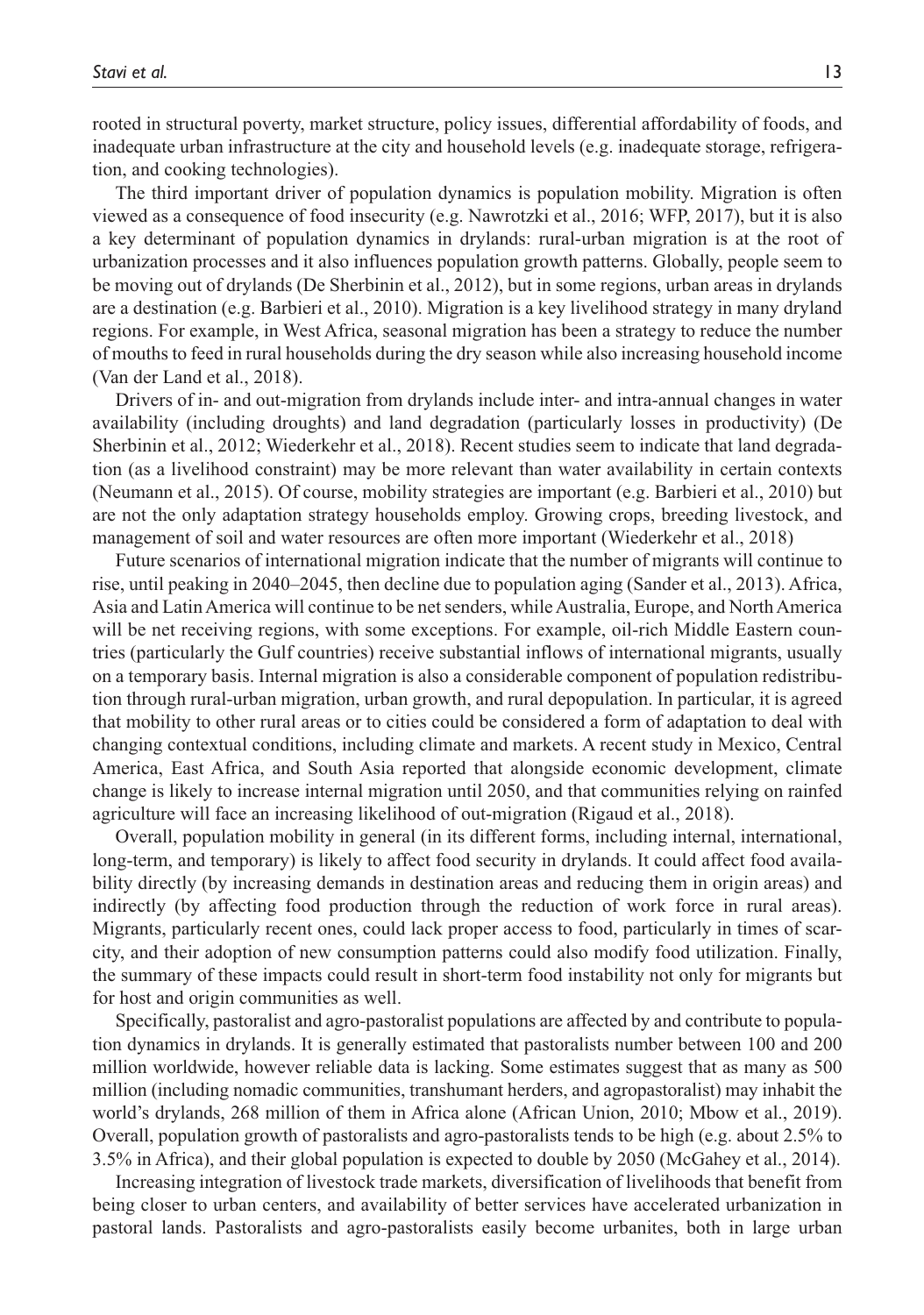rooted in structural poverty, market structure, policy issues, differential affordability of foods, and inadequate urban infrastructure at the city and household levels (e.g. inadequate storage, refrigeration, and cooking technologies).

The third important driver of population dynamics is population mobility. Migration is often viewed as a consequence of food insecurity (e.g. Nawrotzki et al., 2016; WFP, 2017), but it is also a key determinant of population dynamics in drylands: rural-urban migration is at the root of urbanization processes and it also influences population growth patterns. Globally, people seem to be moving out of drylands (De Sherbinin et al., 2012), but in some regions, urban areas in drylands are a destination (e.g. Barbieri et al., 2010). Migration is a key livelihood strategy in many dryland regions. For example, in West Africa, seasonal migration has been a strategy to reduce the number of mouths to feed in rural households during the dry season while also increasing household income (Van der Land et al., 2018).

Drivers of in- and out-migration from drylands include inter- and intra-annual changes in water availability (including droughts) and land degradation (particularly losses in productivity) (De Sherbinin et al., 2012; Wiederkehr et al., 2018). Recent studies seem to indicate that land degradation (as a livelihood constraint) may be more relevant than water availability in certain contexts (Neumann et al., 2015). Of course, mobility strategies are important (e.g. Barbieri et al., 2010) but are not the only adaptation strategy households employ. Growing crops, breeding livestock, and management of soil and water resources are often more important (Wiederkehr et al., 2018)

Future scenarios of international migration indicate that the number of migrants will continue to rise, until peaking in 2040–2045, then decline due to population aging (Sander et al., 2013). Africa, Asia and Latin America will continue to be net senders, while Australia, Europe, and North America will be net receiving regions, with some exceptions. For example, oil-rich Middle Eastern countries (particularly the Gulf countries) receive substantial inflows of international migrants, usually on a temporary basis. Internal migration is also a considerable component of population redistribution through rural-urban migration, urban growth, and rural depopulation. In particular, it is agreed that mobility to other rural areas or to cities could be considered a form of adaptation to deal with changing contextual conditions, including climate and markets. A recent study in Mexico, Central America, East Africa, and South Asia reported that alongside economic development, climate change is likely to increase internal migration until 2050, and that communities relying on rainfed agriculture will face an increasing likelihood of out-migration (Rigaud et al., 2018).

Overall, population mobility in general (in its different forms, including internal, international, long-term, and temporary) is likely to affect food security in drylands. It could affect food availability directly (by increasing demands in destination areas and reducing them in origin areas) and indirectly (by affecting food production through the reduction of work force in rural areas). Migrants, particularly recent ones, could lack proper access to food, particularly in times of scarcity, and their adoption of new consumption patterns could also modify food utilization. Finally, the summary of these impacts could result in short-term food instability not only for migrants but for host and origin communities as well.

Specifically, pastoralist and agro-pastoralist populations are affected by and contribute to population dynamics in drylands. It is generally estimated that pastoralists number between 100 and 200 million worldwide, however reliable data is lacking. Some estimates suggest that as many as 500 million (including nomadic communities, transhumant herders, and agropastoralist) may inhabit the world's drylands, 268 million of them in Africa alone (African Union, 2010; Mbow et al., 2019). Overall, population growth of pastoralists and agro-pastoralists tends to be high (e.g. about 2.5% to 3.5% in Africa), and their global population is expected to double by 2050 (McGahey et al., 2014).

Increasing integration of livestock trade markets, diversification of livelihoods that benefit from being closer to urban centers, and availability of better services have accelerated urbanization in pastoral lands. Pastoralists and agro-pastoralists easily become urbanites, both in large urban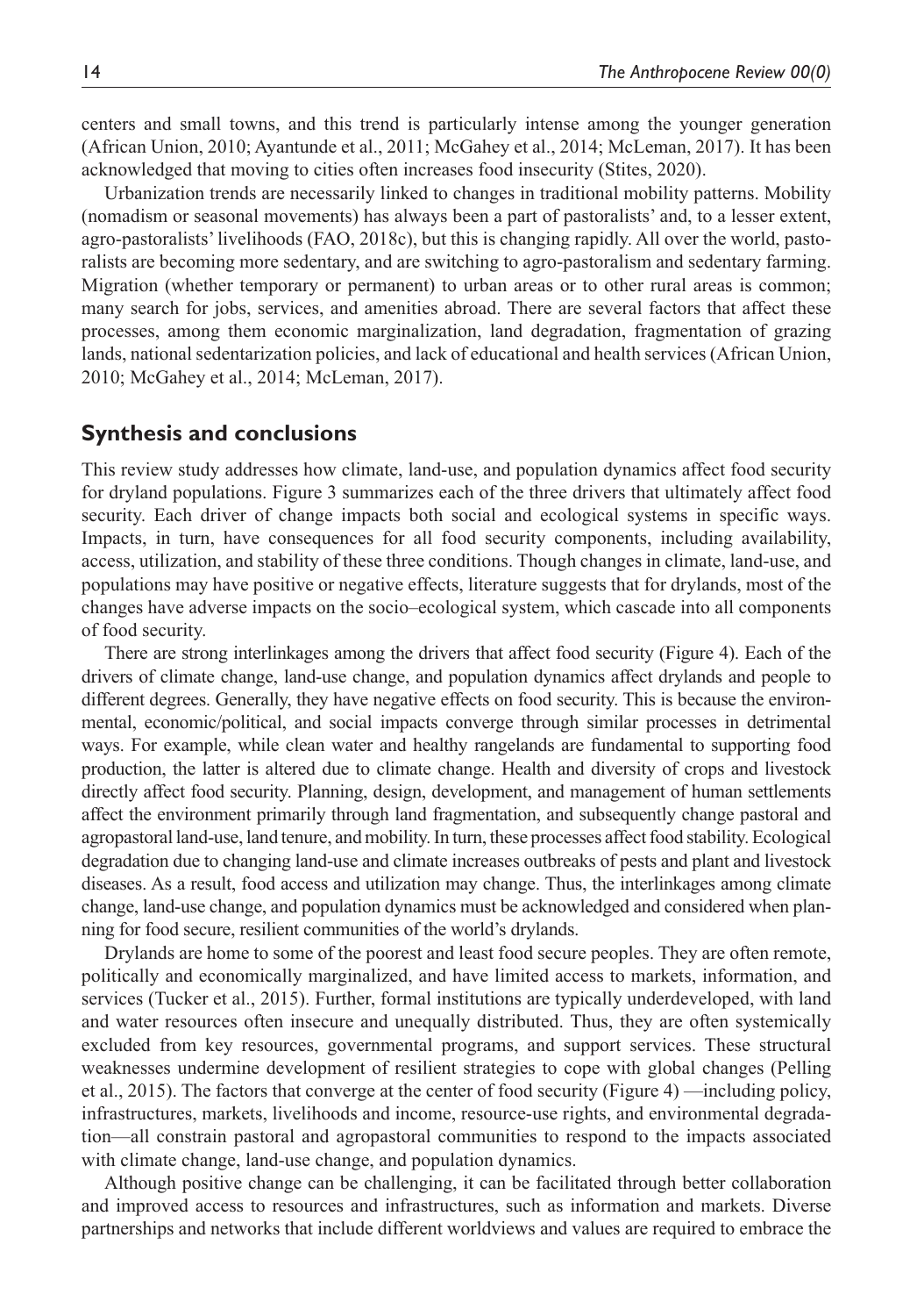centers and small towns, and this trend is particularly intense among the younger generation (African Union, 2010; Ayantunde et al., 2011; McGahey et al., 2014; McLeman, 2017). It has been acknowledged that moving to cities often increases food insecurity (Stites, 2020).

Urbanization trends are necessarily linked to changes in traditional mobility patterns. Mobility (nomadism or seasonal movements) has always been a part of pastoralists' and, to a lesser extent, agro-pastoralists' livelihoods (FAO, 2018c), but this is changing rapidly. All over the world, pastoralists are becoming more sedentary, and are switching to agro-pastoralism and sedentary farming. Migration (whether temporary or permanent) to urban areas or to other rural areas is common; many search for jobs, services, and amenities abroad. There are several factors that affect these processes, among them economic marginalization, land degradation, fragmentation of grazing lands, national sedentarization policies, and lack of educational and health services (African Union, 2010; McGahey et al., 2014; McLeman, 2017).

## Synthesis and conclusions

This review study addresses how climate, land-use, and population dynamics affect food security for dryland populations. Figure 3 summarizes each of the three drivers that ultimately affect food security. Each driver of change impacts both social and ecological systems in specific ways. Impacts, in turn, have consequences for all food security components, including availability, access, utilization, and stability of these three conditions. Though changes in climate, land-use, and populations may have positive or negative effects, literature suggests that for drylands, most of the changes have adverse impacts on the socio–ecological system, which cascade into all components of food security.

There are strong interlinkages among the drivers that affect food security (Figure 4). Each of the drivers of climate change, land-use change, and population dynamics affect drylands and people to different degrees. Generally, they have negative effects on food security. This is because the environmental, economic/political, and social impacts converge through similar processes in detrimental ways. For example, while clean water and healthy rangelands are fundamental to supporting food production, the latter is altered due to climate change. Health and diversity of crops and livestock directly affect food security. Planning, design, development, and management of human settlements affect the environment primarily through land fragmentation, and subsequently change pastoral and agropastoral land-use, land tenure, and mobility. In turn, these processes affect food stability. Ecological degradation due to changing land-use and climate increases outbreaks of pests and plant and livestock diseases. As a result, food access and utilization may change. Thus, the interlinkages among climate change, land-use change, and population dynamics must be acknowledged and considered when planning for food secure, resilient communities of the world's drylands.

Drylands are home to some of the poorest and least food secure peoples. They are often remote, politically and economically marginalized, and have limited access to markets, information, and services (Tucker et al., 2015). Further, formal institutions are typically underdeveloped, with land and water resources often insecure and unequally distributed. Thus, they are often systemically excluded from key resources, governmental programs, and support services. These structural weaknesses undermine development of resilient strategies to cope with global changes (Pelling et al., 2015). The factors that converge at the center of food security (Figure 4) —including policy, infrastructures, markets, livelihoods and income, resource-use rights, and environmental degradation—all constrain pastoral and agropastoral communities to respond to the impacts associated with climate change, land-use change, and population dynamics.

Although positive change can be challenging, it can be facilitated through better collaboration and improved access to resources and infrastructures, such as information and markets. Diverse partnerships and networks that include different worldviews and values are required to embrace the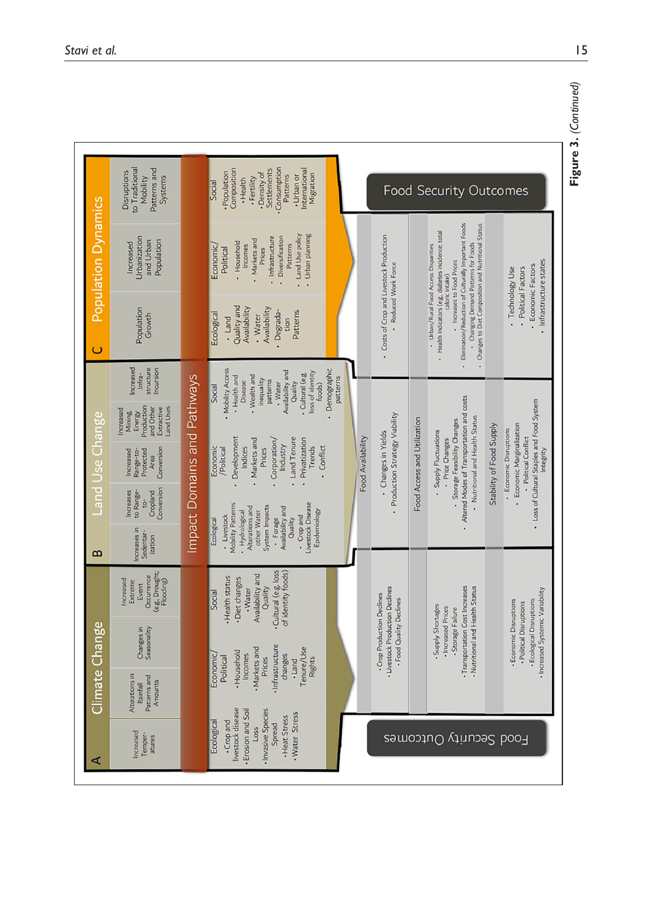## A Climate Change

| Increased Temperatures | Alterations in Rainfall Patterns and Amounts | Changes in Seasonality | Increased Extreme Event Occurrence (eg. Drought; Flooding) |
|---|---|---|---|

**Impact Domains and Pathways**

**Ecological**
- Crop and livestock disease
- Erosion and Soil Loss
- Invasive Species Spread
- Heat Stress
- Water Stress

**Economic/Political**
- Household Incomes
- Markets and Prices
- Infrastructure changes
- Land Tenure/Use Rights

**Social**
- Health status
- Diet changes
- Water Availability and Quality
- Cultural (e.g. loss of identity foods)

**Food Security Outcomes**

- Crop Production Declines
- Livestock Production Declines
- Food Quality Declines

- Supply Shortages
- Increased Prices
- Storage Failure
- Transportation Cost Increases
- Nutritional and Health Status

- Economic Disruptions
- Political Disruptions
- Ecological Disruptions
- Increased Systemic Variability

## B Land Use Change

| Increases in Sedentarization | Increases to Range-to-Cropland Conversion | Increased Range-to-Protected Area Conversion | Increased Mining, Energy Production and Other Extractive Land Uses | Increased Infrastructure Incursion |
|---|---|---|---|---|

**Impact Domains and Pathways**

**Ecological**
- Livestock Mobility Patterns
- Hydrological Alterations and other Water System Impacts
- Forage Availability and Quality
- Crop and Livestock Disease Epidemiology

**Economic/Political**
- Development Indices
- Markets and Prices
- Corporation/Industry
- Land Tenure
- Privatization Trends
- Conflict

**Social**
- Mobility Access
- Health and Disease
- Wealth and inequality patterns
- Water Availability and Quality
- Cultural (e.g. loss of identity foods)
- Demographic patterns

**Food Availability**
- Changes in Yields
- Production Strategy Viability

**Food Access and Utilization**
- Supply Fluctuations
- Price Changes
- Storage Feasibility Changes
- Altered Modes of Transportation and costs
- Nutritional and Health Status

**Stability of Food Supply**
- Economic Disruptions
- Economic Marginalization
- Political Conflict
- Loss of Cultural Staples and Food System Integrity

## C Population Dynamics

| Population Growth | Increased Urbanization and Urban Population | Disruptions to Traditional Mobility Patterns and Systems |
|---|---|---|

**Impact Domains and Pathways**

**Ecological**
- Land Quality and Availability
- Water Availability
- Degradation Patterns

**Economic/Political**
- Household Incomes
- Markets and Prices
- Infrastructure
- Diversification Patterns
- Land Use policy
- Urban planning

**Social**
- Populaton Composition
- Health
- Fertility
- Density of Settlements
- Consumption Patterns
- Urban or International Migration

**Food Security Outcomes**

- Costs of Crop and Livestock Production
- Reduced Work Force

- Urban/Rural Food Access Disparities
- Health Indicators (eg. diabetes incidence; total caloric intake)
- Increases to Food Prices
- Elimination/Reduction of Culturally Important Foods
- Changing Demand Patterns for Foods
- Changes to Diet Composition and Nutritional Status

- Technology Use
- Political Factors
- Economic Factors
- Infrastructure states

**Figure 3.** (*Continued*)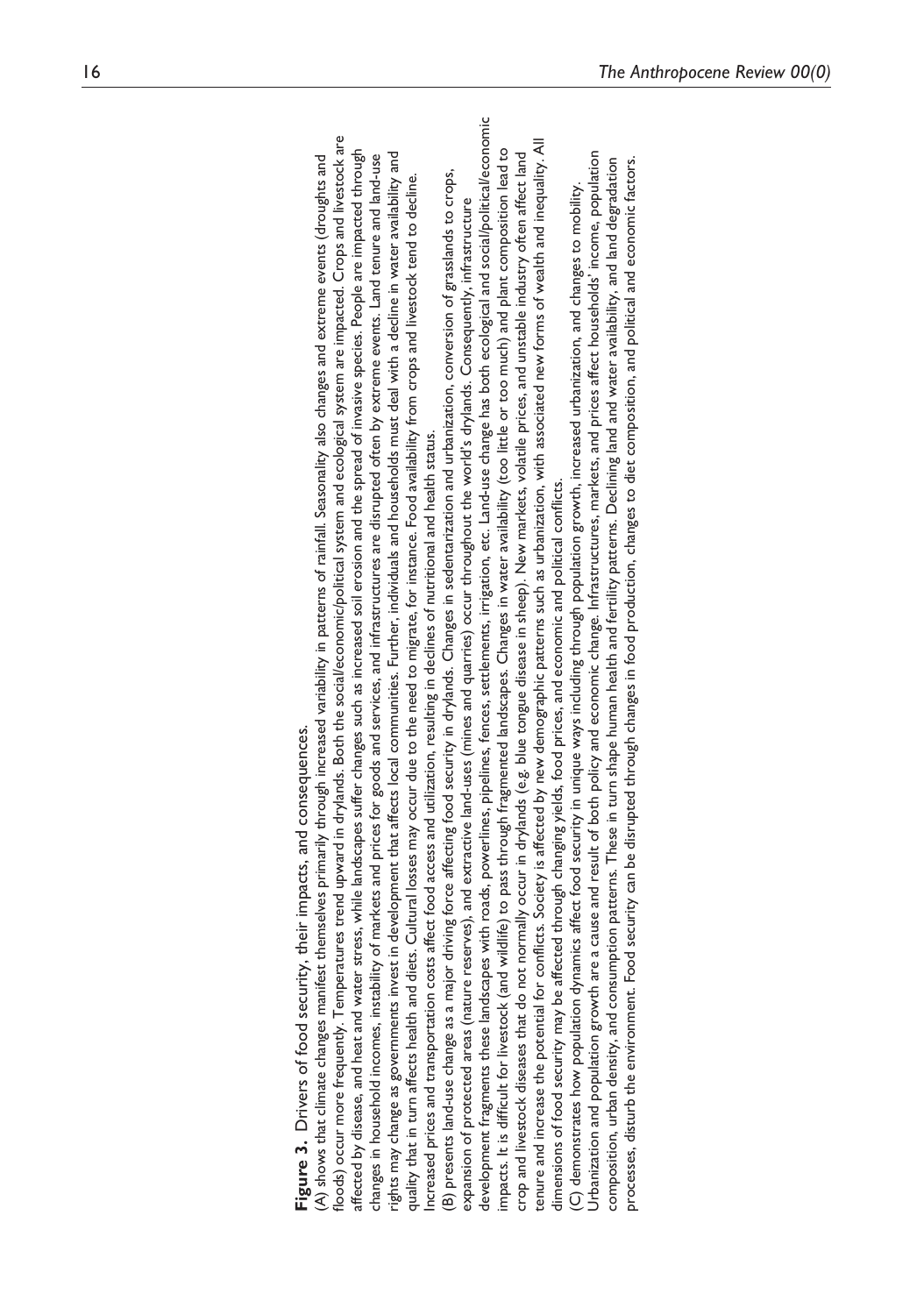**Figure 3.** Drivers of food security, their impacts, and consequences.

(A) shows that climate changes manifest themselves primarily through increased variability in patterns of rainfall. Seasonality also changes and extreme events (droughts and floods) occur more frequently. Temperatures trend upward in drylands. Both the social/economic/political system and ecological system are impacted. Crops and livestock are affected by disease, and heat and water stress, while landscapes suffer changes such as increased soil erosion and the spread of invasive species. People are impacted through changes in household incomes, instability of markets and prices for goods and services, and infrastructures are disrupted often by extreme events. Land tenure and land-use rights may change as governments invest in development that affects local communities. Further, individuals and households must deal with a decline in water availability and quality that in turn affects health and diets. Cultural losses may occur due to the need to migrate, for instance. Food availability from crops and livestock tend to decline. Increased prices and transportation costs affect food access and utilization, resulting in declines of nutritional and health status.

(B) presents land-use change as a major driving force affecting food security in drylands. Changes in sedentarization and urbanization, conversion of grasslands to crops, expansion of protected areas (nature reserves), and extractive land-uses (mines and quarries) occur throughout the world's drylands. Consequently, infrastructure development fragments these landscapes with roads, powerlines, pipelines, fences, settlements, irrigation, etc. Land-use change has both ecological and social/political/economic impacts. It is difficult for livestock (and wildlife) to pass through fragmented landscapes. Changes in water availability (too little or too much) and plant composition lead to crop and livestock diseases that do not normally occur in drylands (e.g. blue tongue disease in sheep). New markets, volatile prices, and unstable industry often affect land tenure and increase the potential for conflicts. Society is affected by new demographic patterns such as urbanization, with associated new forms of wealth and inequality. All dimensions of food security may be affected through changing yields, food prices, and economic and political conflicts.

(C) demonstrates how population dynamics affect food security in unique ways including through population growth, increased urbanization, and changes to mobility. Urbanization and population growth are a cause and result of both policy and economic change. Infrastructures, markets, and prices affect households' income, population composition, urban density, and consumption patterns. These in turn shape human health and fertility patterns. Declining land and water availability, and land degradation processes, disturb the environment. Food security can be disrupted through changes in food production, changes to diet composition, and political and economic factors.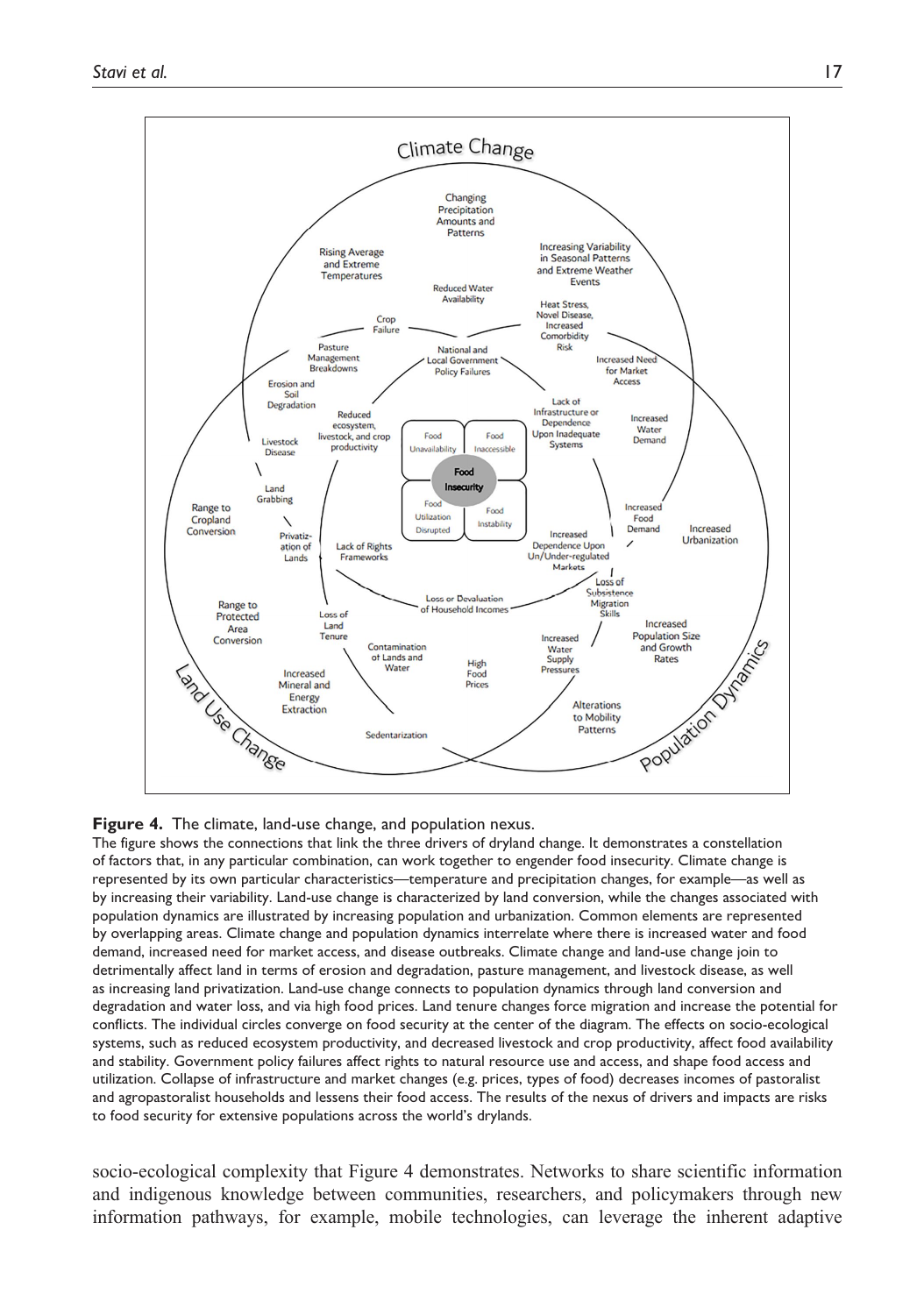Climate Change

Changing Precipitation Amounts and Patterns

Rising Average and Extreme Temperatures

Increasing Variability in Seasonal Patterns and Extreme Weather Events

Reduced Water Availability

Crop Failure

Heat Stress, Novel Disease, Increased Comorbidity Risk

Pasture Management Breakdowns

National and Local Government Policy Failures

Increased Need for Market Access

Erosion and Soil Degradation

Reduced ecosystem, livestock, and crop productivity

Lack of Infrastructure or Dependence Upon Inadequate Systems

Increased Water Demand

Livestock Disease

Food Unavailability

Food Inaccessible

Food Insecurity

Food Utilization Disrupted

Food Instability

Land Grabbing

Range to Cropland Conversion

Increased Food Demand

Increased Urbanization

Privatization of Lands

Lack of Rights Frameworks

Increased Dependence Upon Un/Under-regulated Markets

Loss of Subsistence Migration Skills

Loss or Devaluation of Household Incomes

Range to Protected Area Conversion

Loss of Land Tenure

Increased Population Size and Growth Rates

Contamination of Lands and Water

Increased Water Supply Pressures

High Food Prices

Increased Mineral and Energy Extraction

Alterations to Mobility Patterns

Sedentarization

Land Use Change

Population Dynamics

**Figure 4.** The climate, land-use change, and population nexus.
The figure shows the connections that link the three drivers of dryland change. It demonstrates a constellation of factors that, in any particular combination, can work together to engender food insecurity. Climate change is represented by its own particular characteristics—temperature and precipitation changes, for example—as well as by increasing their variability. Land-use change is characterized by land conversion, while the changes associated with population dynamics are illustrated by increasing population and urbanization. Common elements are represented by overlapping areas. Climate change and population dynamics interrelate where there is increased water and food demand, increased need for market access, and disease outbreaks. Climate change and land-use change join to detrimentally affect land in terms of erosion and degradation, pasture management, and livestock disease, as well as increasing land privatization. Land-use change connects to population dynamics through land conversion and degradation and water loss, and via high food prices. Land tenure changes force migration and increase the potential for conflicts. The individual circles converge on food security at the center of the diagram. The effects on socio-ecological systems, such as reduced ecosystem productivity, and decreased livestock and crop productivity, affect food availability and stability. Government policy failures affect rights to natural resource use and access, and shape food access and utilization. Collapse of infrastructure and market changes (e.g. prices, types of food) decreases incomes of pastoralist and agropastoralist households and lessens their food access. The results of the nexus of drivers and impacts are risks to food security for extensive populations across the world's drylands.

socio-ecological complexity that Figure 4 demonstrates. Networks to share scientific information and indigenous knowledge between communities, researchers, and policymakers through new information pathways, for example, mobile technologies, can leverage the inherent adaptive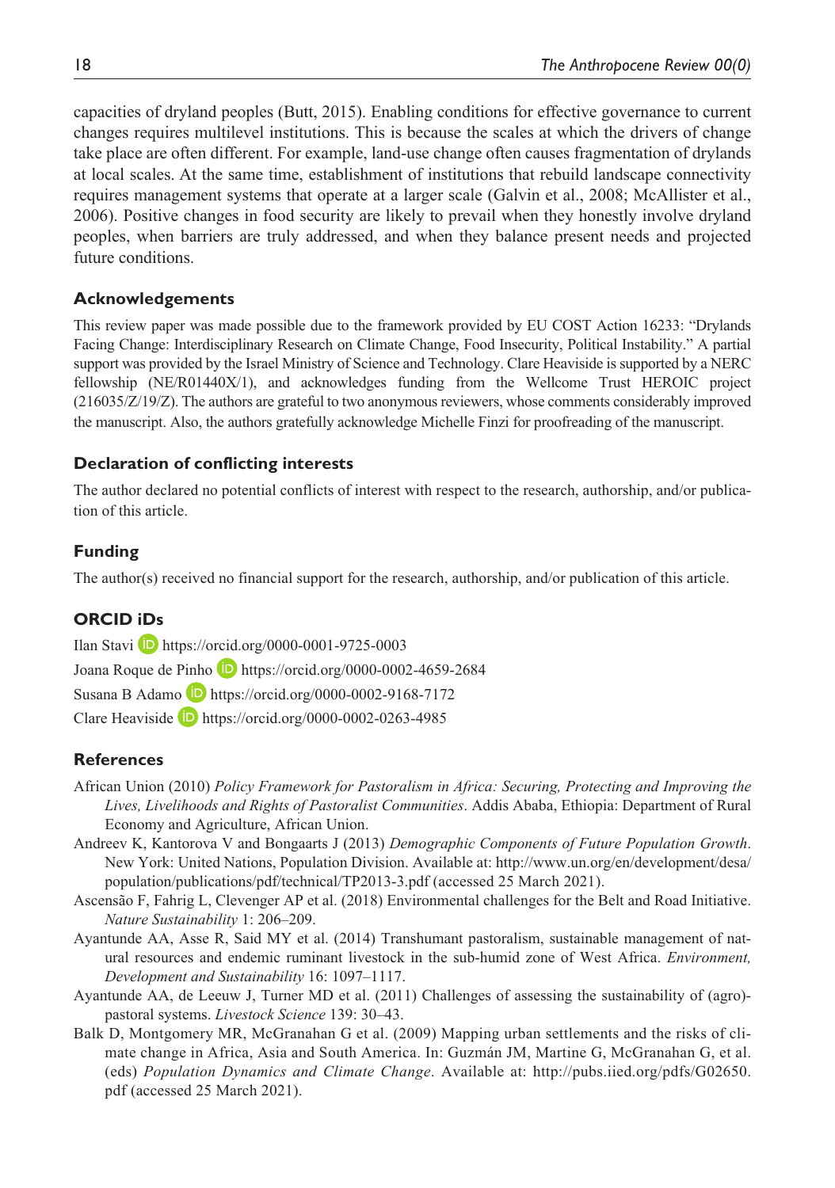capacities of dryland peoples (Butt, 2015). Enabling conditions for effective governance to current changes requires multilevel institutions. This is because the scales at which the drivers of change take place are often different. For example, land-use change often causes fragmentation of drylands at local scales. At the same time, establishment of institutions that rebuild landscape connectivity requires management systems that operate at a larger scale (Galvin et al., 2008; McAllister et al., 2006). Positive changes in food security are likely to prevail when they honestly involve dryland peoples, when barriers are truly addressed, and when they balance present needs and projected future conditions.

## Acknowledgements

This review paper was made possible due to the framework provided by EU COST Action 16233: "Drylands Facing Change: Interdisciplinary Research on Climate Change, Food Insecurity, Political Instability." A partial support was provided by the Israel Ministry of Science and Technology. Clare Heaviside is supported by a NERC fellowship (NE/R01440X/1), and acknowledges funding from the Wellcome Trust HEROIC project (216035/Z/19/Z). The authors are grateful to two anonymous reviewers, whose comments considerably improved the manuscript. Also, the authors gratefully acknowledge Michelle Finzi for proofreading of the manuscript.

## Declaration of conflicting interests

The author declared no potential conflicts of interest with respect to the research, authorship, and/or publication of this article.

## Funding

The author(s) received no financial support for the research, authorship, and/or publication of this article.

## ORCID iDs

Ilan Stavi https://orcid.org/0000-0001-9725-0003
Joana Roque de Pinho https://orcid.org/0000-0002-4659-2684
Susana B Adamo https://orcid.org/0000-0002-9168-7172
Clare Heaviside https://orcid.org/0000-0002-0263-4985

## References

African Union (2010) *Policy Framework for Pastoralism in Africa: Securing, Protecting and Improving the Lives, Livelihoods and Rights of Pastoralist Communities*. Addis Ababa, Ethiopia: Department of Rural Economy and Agriculture, African Union.

Andreev K, Kantorova V and Bongaarts J (2013) *Demographic Components of Future Population Growth*. New York: United Nations, Population Division. Available at: http://www.un.org/en/development/desa/population/publications/pdf/technical/TP2013-3.pdf (accessed 25 March 2021).

Ascensão F, Fahrig L, Clevenger AP et al. (2018) Environmental challenges for the Belt and Road Initiative. *Nature Sustainability* 1: 206–209.

Ayantunde AA, Asse R, Said MY et al. (2014) Transhumant pastoralism, sustainable management of natural resources and endemic ruminant livestock in the sub-humid zone of West Africa. *Environment, Development and Sustainability* 16: 1097–1117.

Ayantunde AA, de Leeuw J, Turner MD et al. (2011) Challenges of assessing the sustainability of (agro)-pastoral systems. *Livestock Science* 139: 30–43.

Balk D, Montgomery MR, McGranahan G et al. (2009) Mapping urban settlements and the risks of climate change in Africa, Asia and South America. In: Guzmán JM, Martine G, McGranahan G, et al. (eds) *Population Dynamics and Climate Change*. Available at: http://pubs.iied.org/pdfs/G02650.pdf (accessed 25 March 2021).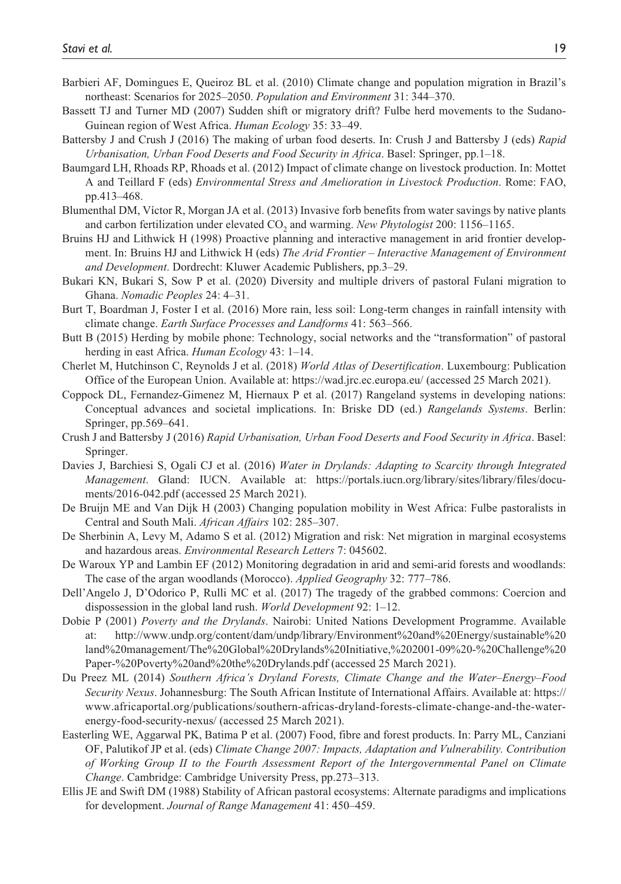Barbieri AF, Domingues E, Queiroz BL et al. (2010) Climate change and population migration in Brazil's northeast: Scenarios for 2025–2050. *Population and Environment* 31: 344–370.

Bassett TJ and Turner MD (2007) Sudden shift or migratory drift? Fulbe herd movements to the Sudano-Guinean region of West Africa. *Human Ecology* 35: 33–49.

Battersby J and Crush J (2016) The making of urban food deserts. In: Crush J and Battersby J (eds) *Rapid Urbanisation, Urban Food Deserts and Food Security in Africa*. Basel: Springer, pp.1–18.

Baumgard LH, Rhoads RP, Rhoads et al. (2012) Impact of climate change on livestock production. In: Mottet A and Teillard F (eds) *Environmental Stress and Amelioration in Livestock Production*. Rome: FAO, pp.413–468.

Blumenthal DM, Víctor R, Morgan JA et al. (2013) Invasive forb benefits from water savings by native plants and carbon fertilization under elevated $CO_2$ and warming. *New Phytologist* 200: 1156–1165.

Bruins HJ and Lithwick H (1998) Proactive planning and interactive management in arid frontier development. In: Bruins HJ and Lithwick H (eds) *The Arid Frontier – Interactive Management of Environment and Development*. Dordrecht: Kluwer Academic Publishers, pp.3–29.

Bukari KN, Bukari S, Sow P et al. (2020) Diversity and multiple drivers of pastoral Fulani migration to Ghana. *Nomadic Peoples* 24: 4–31.

Burt T, Boardman J, Foster I et al. (2016) More rain, less soil: Long-term changes in rainfall intensity with climate change. *Earth Surface Processes and Landforms* 41: 563–566.

Butt B (2015) Herding by mobile phone: Technology, social networks and the "transformation" of pastoral herding in east Africa. *Human Ecology* 43: 1–14.

Cherlet M, Hutchinson C, Reynolds J et al. (2018) *World Atlas of Desertification*. Luxembourg: Publication Office of the European Union. Available at: https://wad.jrc.ec.europa.eu/ (accessed 25 March 2021).

Coppock DL, Fernandez-Gimenez M, Hiernaux P et al. (2017) Rangeland systems in developing nations: Conceptual advances and societal implications. In: Briske DD (ed.) *Rangelands Systems*. Berlin: Springer, pp.569–641.

Crush J and Battersby J (2016) *Rapid Urbanisation, Urban Food Deserts and Food Security in Africa*. Basel: Springer.

Davies J, Barchiesi S, Ogali CJ et al. (2016) *Water in Drylands: Adapting to Scarcity through Integrated Management*. Gland: IUCN. Available at: https://portals.iucn.org/library/sites/library/files/documents/2016-042.pdf (accessed 25 March 2021).

De Bruijn ME and Van Dijk H (2003) Changing population mobility in West Africa: Fulbe pastoralists in Central and South Mali. *African Affairs* 102: 285–307.

De Sherbinin A, Levy M, Adamo S et al. (2012) Migration and risk: Net migration in marginal ecosystems and hazardous areas. *Environmental Research Letters* 7: 045602.

De Waroux YP and Lambin EF (2012) Monitoring degradation in arid and semi-arid forests and woodlands: The case of the argan woodlands (Morocco). *Applied Geography* 32: 777–786.

Dell'Angelo J, D'Odorico P, Rulli MC et al. (2017) The tragedy of the grabbed commons: Coercion and dispossession in the global land rush. *World Development* 92: 1–12.

Dobie P (2001) *Poverty and the Drylands*. Nairobi: United Nations Development Programme. Available at: http://www.undp.org/content/dam/undp/library/Environment%20and%20Energy/sustainable%20land%20management/The%20Global%20Drylands%20Initiative,%202001-09%20-%20Challenge%20Paper-%20Poverty%20and%20the%20Drylands.pdf (accessed 25 March 2021).

Du Preez ML (2014) *Southern Africa's Dryland Forests, Climate Change and the Water–Energy–Food Security Nexus*. Johannesburg: The South African Institute of International Affairs. Available at: https://www.africaportal.org/publications/southern-africas-dryland-forests-climate-change-and-the-water-energy-food-security-nexus/ (accessed 25 March 2021).

Easterling WE, Aggarwal PK, Batima P et al. (2007) Food, fibre and forest products. In: Parry ML, Canziani OF, Palutikof JP et al. (eds) *Climate Change 2007: Impacts, Adaptation and Vulnerability. Contribution of Working Group II to the Fourth Assessment Report of the Intergovernmental Panel on Climate Change*. Cambridge: Cambridge University Press, pp.273–313.

Ellis JE and Swift DM (1988) Stability of African pastoral ecosystems: Alternate paradigms and implications for development. *Journal of Range Management* 41: 450–459.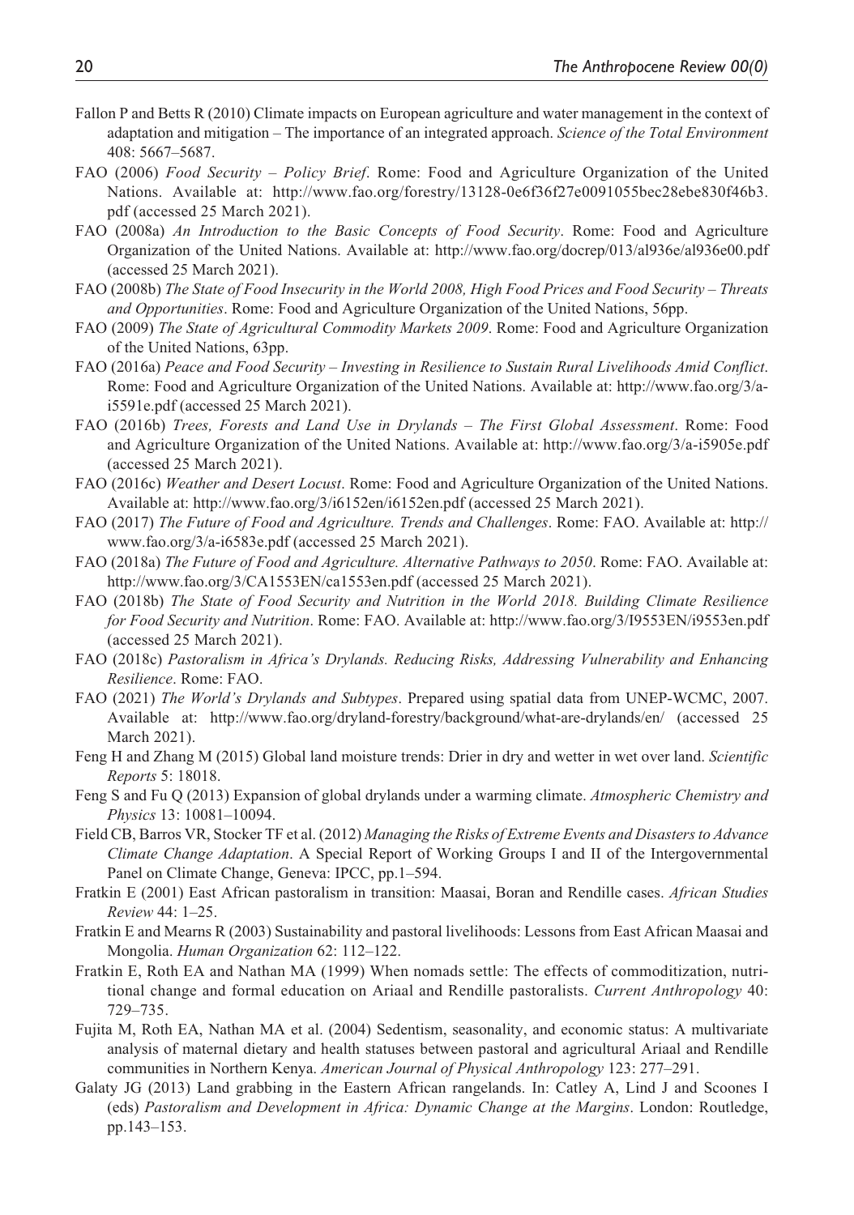Fallon P and Betts R (2010) Climate impacts on European agriculture and water management in the context of adaptation and mitigation – The importance of an integrated approach. *Science of the Total Environment* 408: 5667–5687.

FAO (2006) *Food Security – Policy Brief*. Rome: Food and Agriculture Organization of the United Nations. Available at: http://www.fao.org/forestry/13128-0e6f36f27e0091055bec28ebe830f46b3.pdf (accessed 25 March 2021).

FAO (2008a) *An Introduction to the Basic Concepts of Food Security*. Rome: Food and Agriculture Organization of the United Nations. Available at: http://www.fao.org/docrep/013/al936e/al936e00.pdf (accessed 25 March 2021).

FAO (2008b) *The State of Food Insecurity in the World 2008, High Food Prices and Food Security – Threats and Opportunities*. Rome: Food and Agriculture Organization of the United Nations, 56pp.

FAO (2009) *The State of Agricultural Commodity Markets 2009*. Rome: Food and Agriculture Organization of the United Nations, 63pp.

FAO (2016a) *Peace and Food Security – Investing in Resilience to Sustain Rural Livelihoods Amid Conflict*. Rome: Food and Agriculture Organization of the United Nations. Available at: http://www.fao.org/3/a-i5591e.pdf (accessed 25 March 2021).

FAO (2016b) *Trees, Forests and Land Use in Drylands – The First Global Assessment*. Rome: Food and Agriculture Organization of the United Nations. Available at: http://www.fao.org/3/a-i5905e.pdf (accessed 25 March 2021).

FAO (2016c) *Weather and Desert Locust*. Rome: Food and Agriculture Organization of the United Nations. Available at: http://www.fao.org/3/i6152en/i6152en.pdf (accessed 25 March 2021).

FAO (2017) *The Future of Food and Agriculture. Trends and Challenges*. Rome: FAO. Available at: http://www.fao.org/3/a-i6583e.pdf (accessed 25 March 2021).

FAO (2018a) *The Future of Food and Agriculture. Alternative Pathways to 2050*. Rome: FAO. Available at: http://www.fao.org/3/CA1553EN/ca1553en.pdf (accessed 25 March 2021).

FAO (2018b) *The State of Food Security and Nutrition in the World 2018. Building Climate Resilience for Food Security and Nutrition*. Rome: FAO. Available at: http://www.fao.org/3/I9553EN/i9553en.pdf (accessed 25 March 2021).

FAO (2018c) *Pastoralism in Africa's Drylands. Reducing Risks, Addressing Vulnerability and Enhancing Resilience*. Rome: FAO.

FAO (2021) *The World's Drylands and Subtypes*. Prepared using spatial data from UNEP-WCMC, 2007. Available at: http://www.fao.org/dryland-forestry/background/what-are-drylands/en/ (accessed 25 March 2021).

Feng H and Zhang M (2015) Global land moisture trends: Drier in dry and wetter in wet over land. *Scientific Reports* 5: 18018.

Feng S and Fu Q (2013) Expansion of global drylands under a warming climate. *Atmospheric Chemistry and Physics* 13: 10081–10094.

Field CB, Barros VR, Stocker TF et al. (2012) *Managing the Risks of Extreme Events and Disasters to Advance Climate Change Adaptation*. A Special Report of Working Groups I and II of the Intergovernmental Panel on Climate Change, Geneva: IPCC, pp.1–594.

Fratkin E (2001) East African pastoralism in transition: Maasai, Boran and Rendille cases. *African Studies Review* 44: 1–25.

Fratkin E and Mearns R (2003) Sustainability and pastoral livelihoods: Lessons from East African Maasai and Mongolia. *Human Organization* 62: 112–122.

Fratkin E, Roth EA and Nathan MA (1999) When nomads settle: The effects of commoditization, nutritional change and formal education on Ariaal and Rendille pastoralists. *Current Anthropology* 40: 729–735.

Fujita M, Roth EA, Nathan MA et al. (2004) Sedentism, seasonality, and economic status: A multivariate analysis of maternal dietary and health statuses between pastoral and agricultural Ariaal and Rendille communities in Northern Kenya. *American Journal of Physical Anthropology* 123: 277–291.

Galaty JG (2013) Land grabbing in the Eastern African rangelands. In: Catley A, Lind J and Scoones I (eds) *Pastoralism and Development in Africa: Dynamic Change at the Margins*. London: Routledge, pp.143–153.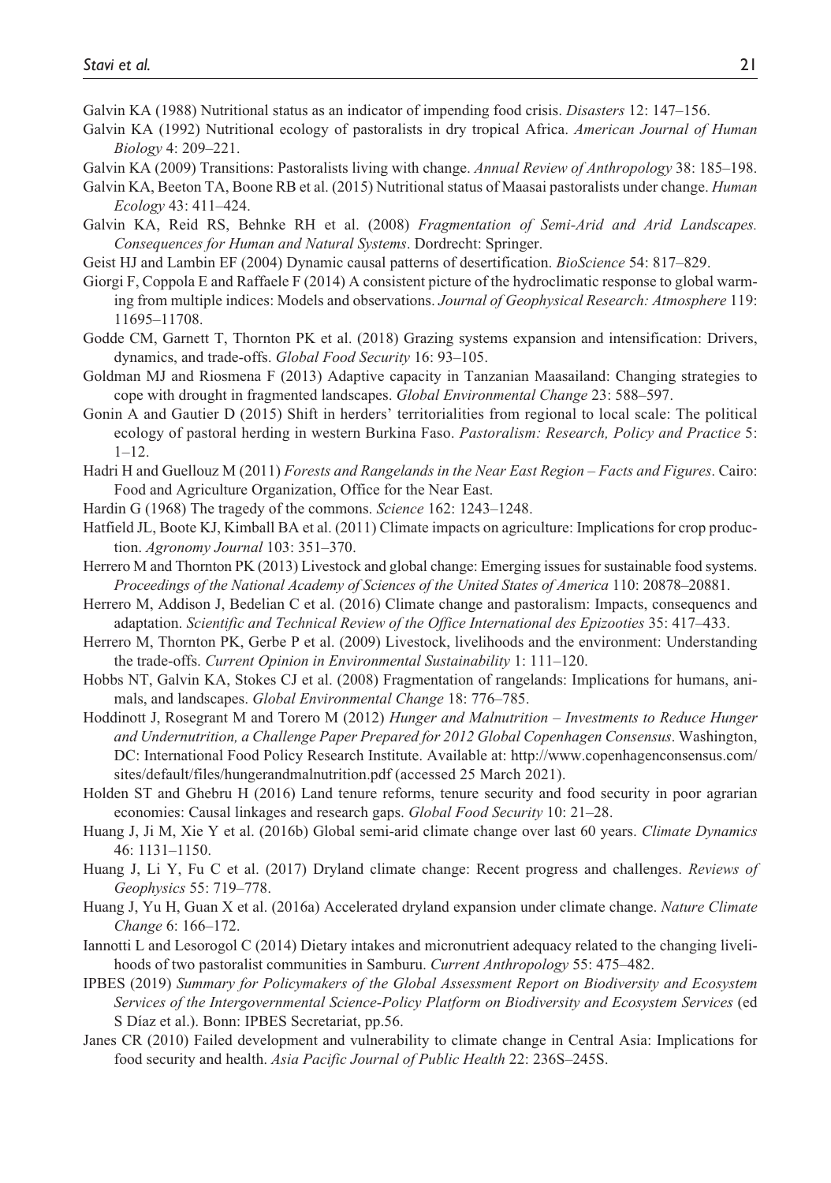Galvin KA (1988) Nutritional status as an indicator of impending food crisis. *Disasters* 12: 147–156.

Galvin KA (1992) Nutritional ecology of pastoralists in dry tropical Africa. *American Journal of Human Biology* 4: 209–221.

Galvin KA (2009) Transitions: Pastoralists living with change. *Annual Review of Anthropology* 38: 185–198.

Galvin KA, Beeton TA, Boone RB et al. (2015) Nutritional status of Maasai pastoralists under change. *Human Ecology* 43: 411–424.

Galvin KA, Reid RS, Behnke RH et al. (2008) *Fragmentation of Semi-Arid and Arid Landscapes. Consequences for Human and Natural Systems*. Dordrecht: Springer.

Geist HJ and Lambin EF (2004) Dynamic causal patterns of desertification. *BioScience* 54: 817–829.

Giorgi F, Coppola E and Raffaele F (2014) A consistent picture of the hydroclimatic response to global warming from multiple indices: Models and observations. *Journal of Geophysical Research: Atmosphere* 119: 11695–11708.

Godde CM, Garnett T, Thornton PK et al. (2018) Grazing systems expansion and intensification: Drivers, dynamics, and trade-offs. *Global Food Security* 16: 93–105.

Goldman MJ and Riosmena F (2013) Adaptive capacity in Tanzanian Maasailand: Changing strategies to cope with drought in fragmented landscapes. *Global Environmental Change* 23: 588–597.

Gonin A and Gautier D (2015) Shift in herders' territorialities from regional to local scale: The political ecology of pastoral herding in western Burkina Faso. *Pastoralism: Research, Policy and Practice* 5: 1–12.

Hadri H and Guellouz M (2011) *Forests and Rangelands in the Near East Region – Facts and Figures*. Cairo: Food and Agriculture Organization, Office for the Near East.

Hardin G (1968) The tragedy of the commons. *Science* 162: 1243–1248.

Hatfield JL, Boote KJ, Kimball BA et al. (2011) Climate impacts on agriculture: Implications for crop production. *Agronomy Journal* 103: 351–370.

Herrero M and Thornton PK (2013) Livestock and global change: Emerging issues for sustainable food systems. *Proceedings of the National Academy of Sciences of the United States of America* 110: 20878–20881.

Herrero M, Addison J, Bedelian C et al. (2016) Climate change and pastoralism: Impacts, consequencs and adaptation. *Scientific and Technical Review of the Office International des Epizooties* 35: 417–433.

Herrero M, Thornton PK, Gerbe P et al. (2009) Livestock, livelihoods and the environment: Understanding the trade-offs. *Current Opinion in Environmental Sustainability* 1: 111–120.

Hobbs NT, Galvin KA, Stokes CJ et al. (2008) Fragmentation of rangelands: Implications for humans, animals, and landscapes. *Global Environmental Change* 18: 776–785.

Hoddinott J, Rosegrant M and Torero M (2012) *Hunger and Malnutrition – Investments to Reduce Hunger and Undernutrition, a Challenge Paper Prepared for 2012 Global Copenhagen Consensus*. Washington, DC: International Food Policy Research Institute. Available at: http://www.copenhagenconsensus.com/sites/default/files/hungerandmalnutrition.pdf (accessed 25 March 2021).

Holden ST and Ghebru H (2016) Land tenure reforms, tenure security and food security in poor agrarian economies: Causal linkages and research gaps. *Global Food Security* 10: 21–28.

Huang J, Ji M, Xie Y et al. (2016b) Global semi-arid climate change over last 60 years. *Climate Dynamics* 46: 1131–1150.

Huang J, Li Y, Fu C et al. (2017) Dryland climate change: Recent progress and challenges. *Reviews of Geophysics* 55: 719–778.

Huang J, Yu H, Guan X et al. (2016a) Accelerated dryland expansion under climate change. *Nature Climate Change* 6: 166–172.

Iannotti L and Lesorogol C (2014) Dietary intakes and micronutrient adequacy related to the changing livelihoods of two pastoralist communities in Samburu. *Current Anthropology* 55: 475–482.

IPBES (2019) *Summary for Policymakers of the Global Assessment Report on Biodiversity and Ecosystem Services of the Intergovernmental Science-Policy Platform on Biodiversity and Ecosystem Services* (ed S Díaz et al.). Bonn: IPBES Secretariat, pp.56.

Janes CR (2010) Failed development and vulnerability to climate change in Central Asia: Implications for food security and health. *Asia Pacific Journal of Public Health* 22: 236S–245S.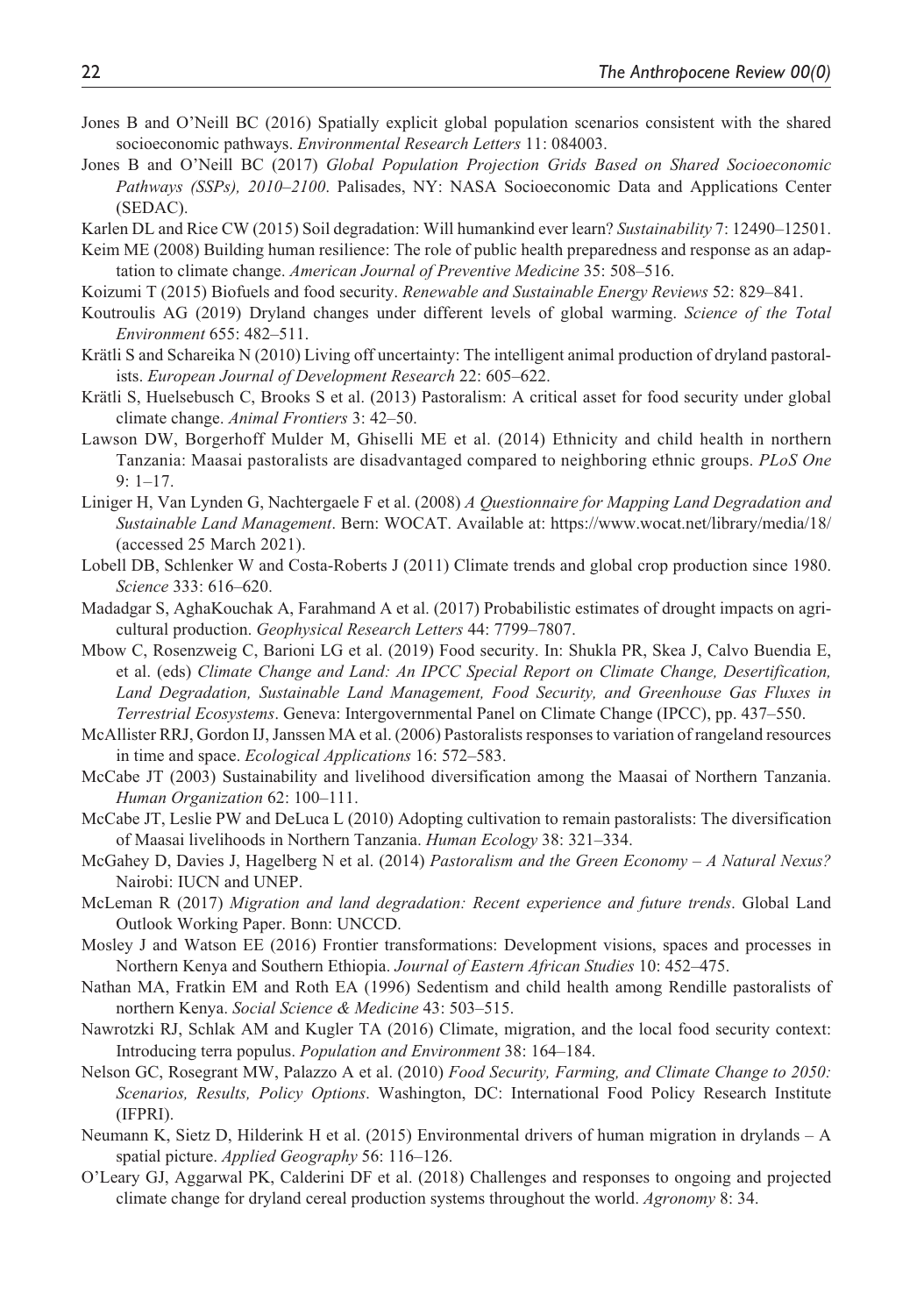Jones B and O'Neill BC (2016) Spatially explicit global population scenarios consistent with the shared socioeconomic pathways. *Environmental Research Letters* 11: 084003.

Jones B and O'Neill BC (2017) *Global Population Projection Grids Based on Shared Socioeconomic Pathways (SSPs), 2010–2100*. Palisades, NY: NASA Socioeconomic Data and Applications Center (SEDAC).

Karlen DL and Rice CW (2015) Soil degradation: Will humankind ever learn? *Sustainability* 7: 12490–12501.

Keim ME (2008) Building human resilience: The role of public health preparedness and response as an adaptation to climate change. *American Journal of Preventive Medicine* 35: 508–516.

Koizumi T (2015) Biofuels and food security. *Renewable and Sustainable Energy Reviews* 52: 829–841.

Koutroulis AG (2019) Dryland changes under different levels of global warming. *Science of the Total Environment* 655: 482–511.

Krätli S and Schareika N (2010) Living off uncertainty: The intelligent animal production of dryland pastoralists. *European Journal of Development Research* 22: 605–622.

Krätli S, Huelsebusch C, Brooks S et al. (2013) Pastoralism: A critical asset for food security under global climate change. *Animal Frontiers* 3: 42–50.

Lawson DW, Borgerhoff Mulder M, Ghiselli ME et al. (2014) Ethnicity and child health in northern Tanzania: Maasai pastoralists are disadvantaged compared to neighboring ethnic groups. *PLoS One* 9: 1–17.

Liniger H, Van Lynden G, Nachtergaele F et al. (2008) *A Questionnaire for Mapping Land Degradation and Sustainable Land Management*. Bern: WOCAT. Available at: https://www.wocat.net/library/media/18/ (accessed 25 March 2021).

Lobell DB, Schlenker W and Costa-Roberts J (2011) Climate trends and global crop production since 1980. *Science* 333: 616–620.

Madadgar S, AghaKouchak A, Farahmand A et al. (2017) Probabilistic estimates of drought impacts on agricultural production. *Geophysical Research Letters* 44: 7799–7807.

Mbow C, Rosenzweig C, Barioni LG et al. (2019) Food security. In: Shukla PR, Skea J, Calvo Buendia E, et al. (eds) *Climate Change and Land: An IPCC Special Report on Climate Change, Desertification, Land Degradation, Sustainable Land Management, Food Security, and Greenhouse Gas Fluxes in Terrestrial Ecosystems*. Geneva: Intergovernmental Panel on Climate Change (IPCC), pp. 437–550.

McAllister RRJ, Gordon IJ, Janssen MA et al. (2006) Pastoralists responses to variation of rangeland resources in time and space. *Ecological Applications* 16: 572–583.

McCabe JT (2003) Sustainability and livelihood diversification among the Maasai of Northern Tanzania. *Human Organization* 62: 100–111.

McCabe JT, Leslie PW and DeLuca L (2010) Adopting cultivation to remain pastoralists: The diversification of Maasai livelihoods in Northern Tanzania. *Human Ecology* 38: 321–334.

McGahey D, Davies J, Hagelberg N et al. (2014) *Pastoralism and the Green Economy – A Natural Nexus?* Nairobi: IUCN and UNEP.

McLeman R (2017) *Migration and land degradation: Recent experience and future trends*. Global Land Outlook Working Paper. Bonn: UNCCD.

Mosley J and Watson EE (2016) Frontier transformations: Development visions, spaces and processes in Northern Kenya and Southern Ethiopia. *Journal of Eastern African Studies* 10: 452–475.

Nathan MA, Fratkin EM and Roth EA (1996) Sedentism and child health among Rendille pastoralists of northern Kenya. *Social Science & Medicine* 43: 503–515.

Nawrotzki RJ, Schlak AM and Kugler TA (2016) Climate, migration, and the local food security context: Introducing terra populus. *Population and Environment* 38: 164–184.

Nelson GC, Rosegrant MW, Palazzo A et al. (2010) *Food Security, Farming, and Climate Change to 2050: Scenarios, Results, Policy Options*. Washington, DC: International Food Policy Research Institute (IFPRI).

Neumann K, Sietz D, Hilderink H et al. (2015) Environmental drivers of human migration in drylands – A spatial picture. *Applied Geography* 56: 116–126.

O'Leary GJ, Aggarwal PK, Calderini DF et al. (2018) Challenges and responses to ongoing and projected climate change for dryland cereal production systems throughout the world. *Agronomy* 8: 34.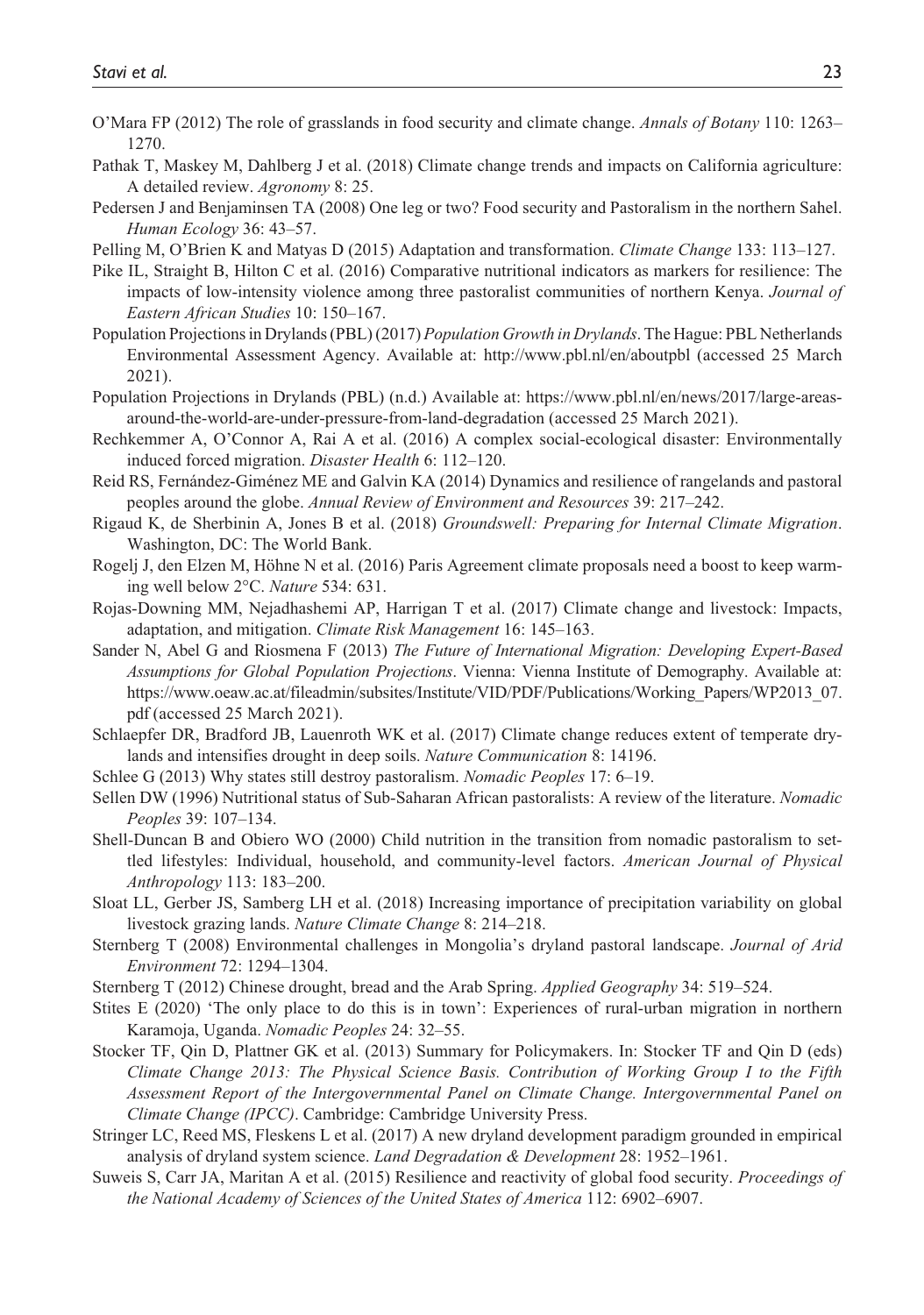O'Mara FP (2012) The role of grasslands in food security and climate change. *Annals of Botany* 110: 1263–1270.

Pathak T, Maskey M, Dahlberg J et al. (2018) Climate change trends and impacts on California agriculture: A detailed review. *Agronomy* 8: 25.

Pedersen J and Benjaminsen TA (2008) One leg or two? Food security and Pastoralism in the northern Sahel. *Human Ecology* 36: 43–57.

Pelling M, O'Brien K and Matyas D (2015) Adaptation and transformation. *Climate Change* 133: 113–127.

Pike IL, Straight B, Hilton C et al. (2016) Comparative nutritional indicators as markers for resilience: The impacts of low-intensity violence among three pastoralist communities of northern Kenya. *Journal of Eastern African Studies* 10: 150–167.

Population Projections in Drylands (PBL) (2017) *Population Growth in Drylands*. The Hague: PBL Netherlands Environmental Assessment Agency. Available at: http://www.pbl.nl/en/aboutpbl (accessed 25 March 2021).

Population Projections in Drylands (PBL) (n.d.) Available at: https://www.pbl.nl/en/news/2017/large-areas-around-the-world-are-under-pressure-from-land-degradation (accessed 25 March 2021).

Rechkemmer A, O'Connor A, Rai A et al. (2016) A complex social-ecological disaster: Environmentally induced forced migration. *Disaster Health* 6: 112–120.

Reid RS, Fernández-Giménez ME and Galvin KA (2014) Dynamics and resilience of rangelands and pastoral peoples around the globe. *Annual Review of Environment and Resources* 39: 217–242.

Rigaud K, de Sherbinin A, Jones B et al. (2018) *Groundswell: Preparing for Internal Climate Migration*. Washington, DC: The World Bank.

Rogelj J, den Elzen M, Höhne N et al. (2016) Paris Agreement climate proposals need a boost to keep warming well below 2°C. *Nature* 534: 631.

Rojas-Downing MM, Nejadhashemi AP, Harrigan T et al. (2017) Climate change and livestock: Impacts, adaptation, and mitigation. *Climate Risk Management* 16: 145–163.

Sander N, Abel G and Riosmena F (2013) *The Future of International Migration: Developing Expert-Based Assumptions for Global Population Projections*. Vienna: Vienna Institute of Demography. Available at: https://www.oeaw.ac.at/fileadmin/subsites/Institute/VID/PDF/Publications/Working_Papers/WP2013_07.pdf (accessed 25 March 2021).

Schlaepfer DR, Bradford JB, Lauenroth WK et al. (2017) Climate change reduces extent of temperate drylands and intensifies drought in deep soils. *Nature Communication* 8: 14196.

Schlee G (2013) Why states still destroy pastoralism. *Nomadic Peoples* 17: 6–19.

Sellen DW (1996) Nutritional status of Sub-Saharan African pastoralists: A review of the literature. *Nomadic Peoples* 39: 107–134.

Shell-Duncan B and Obiero WO (2000) Child nutrition in the transition from nomadic pastoralism to settled lifestyles: Individual, household, and community-level factors. *American Journal of Physical Anthropology* 113: 183–200.

Sloat LL, Gerber JS, Samberg LH et al. (2018) Increasing importance of precipitation variability on global livestock grazing lands. *Nature Climate Change* 8: 214–218.

Sternberg T (2008) Environmental challenges in Mongolia's dryland pastoral landscape. *Journal of Arid Environment* 72: 1294–1304.

Sternberg T (2012) Chinese drought, bread and the Arab Spring. *Applied Geography* 34: 519–524.

Stites E (2020) 'The only place to do this is in town': Experiences of rural-urban migration in northern Karamoja, Uganda. *Nomadic Peoples* 24: 32–55.

Stocker TF, Qin D, Plattner GK et al. (2013) Summary for Policymakers. In: Stocker TF and Qin D (eds) *Climate Change 2013: The Physical Science Basis. Contribution of Working Group I to the Fifth Assessment Report of the Intergovernmental Panel on Climate Change. Intergovernmental Panel on Climate Change (IPCC)*. Cambridge: Cambridge University Press.

Stringer LC, Reed MS, Fleskens L et al. (2017) A new dryland development paradigm grounded in empirical analysis of dryland system science. *Land Degradation & Development* 28: 1952–1961.

Suweis S, Carr JA, Maritan A et al. (2015) Resilience and reactivity of global food security. *Proceedings of the National Academy of Sciences of the United States of America* 112: 6902–6907.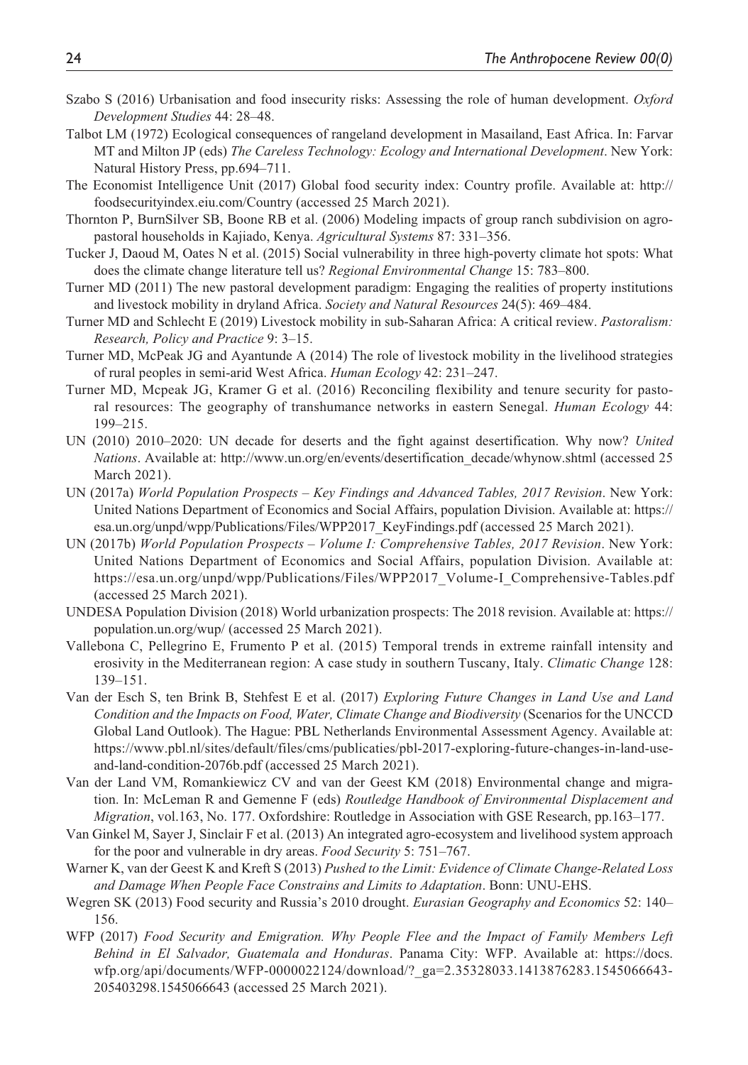Szabo S (2016) Urbanisation and food insecurity risks: Assessing the role of human development. *Oxford Development Studies* 44: 28–48.

Talbot LM (1972) Ecological consequences of rangeland development in Masailand, East Africa. In: Farvar MT and Milton JP (eds) *The Careless Technology: Ecology and International Development*. New York: Natural History Press, pp.694–711.

The Economist Intelligence Unit (2017) Global food security index: Country profile. Available at: http://foodsecurityindex.eiu.com/Country (accessed 25 March 2021).

Thornton P, BurnSilver SB, Boone RB et al. (2006) Modeling impacts of group ranch subdivision on agro-pastoral households in Kajiado, Kenya. *Agricultural Systems* 87: 331–356.

Tucker J, Daoud M, Oates N et al. (2015) Social vulnerability in three high-poverty climate hot spots: What does the climate change literature tell us? *Regional Environmental Change* 15: 783–800.

Turner MD (2011) The new pastoral development paradigm: Engaging the realities of property institutions and livestock mobility in dryland Africa. *Society and Natural Resources* 24(5): 469–484.

Turner MD and Schlecht E (2019) Livestock mobility in sub-Saharan Africa: A critical review. *Pastoralism: Research, Policy and Practice* 9: 3–15.

Turner MD, McPeak JG and Ayantunde A (2014) The role of livestock mobility in the livelihood strategies of rural peoples in semi-arid West Africa. *Human Ecology* 42: 231–247.

Turner MD, Mcpeak JG, Kramer G et al. (2016) Reconciling flexibility and tenure security for pastoral resources: The geography of transhumance networks in eastern Senegal. *Human Ecology* 44: 199–215.

UN (2010) 2010–2020: UN decade for deserts and the fight against desertification. Why now? *United Nations*. Available at: http://www.un.org/en/events/desertification_decade/whynow.shtml (accessed 25 March 2021).

UN (2017a) *World Population Prospects – Key Findings and Advanced Tables, 2017 Revision*. New York: United Nations Department of Economics and Social Affairs, population Division. Available at: https://esa.un.org/unpd/wpp/Publications/Files/WPP2017_KeyFindings.pdf (accessed 25 March 2021).

UN (2017b) *World Population Prospects – Volume I: Comprehensive Tables, 2017 Revision*. New York: United Nations Department of Economics and Social Affairs, population Division. Available at: https://esa.un.org/unpd/wpp/Publications/Files/WPP2017_Volume-I_Comprehensive-Tables.pdf (accessed 25 March 2021).

UNDESA Population Division (2018) World urbanization prospects: The 2018 revision. Available at: https://population.un.org/wup/ (accessed 25 March 2021).

Vallebona C, Pellegrino E, Frumento P et al. (2015) Temporal trends in extreme rainfall intensity and erosivity in the Mediterranean region: A case study in southern Tuscany, Italy. *Climatic Change* 128: 139–151.

Van der Esch S, ten Brink B, Stehfest E et al. (2017) *Exploring Future Changes in Land Use and Land Condition and the Impacts on Food, Water, Climate Change and Biodiversity* (Scenarios for the UNCCD Global Land Outlook). The Hague: PBL Netherlands Environmental Assessment Agency. Available at: https://www.pbl.nl/sites/default/files/cms/publicaties/pbl-2017-exploring-future-changes-in-land-use-and-land-condition-2076b.pdf (accessed 25 March 2021).

Van der Land VM, Romankiewicz CV and van der Geest KM (2018) Environmental change and migration. In: McLeman R and Gemenne F (eds) *Routledge Handbook of Environmental Displacement and Migration*, vol.163, No. 177. Oxfordshire: Routledge in Association with GSE Research, pp.163–177.

Van Ginkel M, Sayer J, Sinclair F et al. (2013) An integrated agro-ecosystem and livelihood system approach for the poor and vulnerable in dry areas. *Food Security* 5: 751–767.

Warner K, van der Geest K and Kreft S (2013) *Pushed to the Limit: Evidence of Climate Change-Related Loss and Damage When People Face Constrains and Limits to Adaptation*. Bonn: UNU-EHS.

Wegren SK (2013) Food security and Russia's 2010 drought. *Eurasian Geography and Economics* 52: 140–156.

WFP (2017) *Food Security and Emigration. Why People Flee and the Impact of Family Members Left Behind in El Salvador, Guatemala and Honduras*. Panama City: WFP. Available at: https://docs.wfp.org/api/documents/WFP-0000022124/download/?_ga=2.35328033.1413876283.1545066643-205403298.1545066643 (accessed 25 March 2021).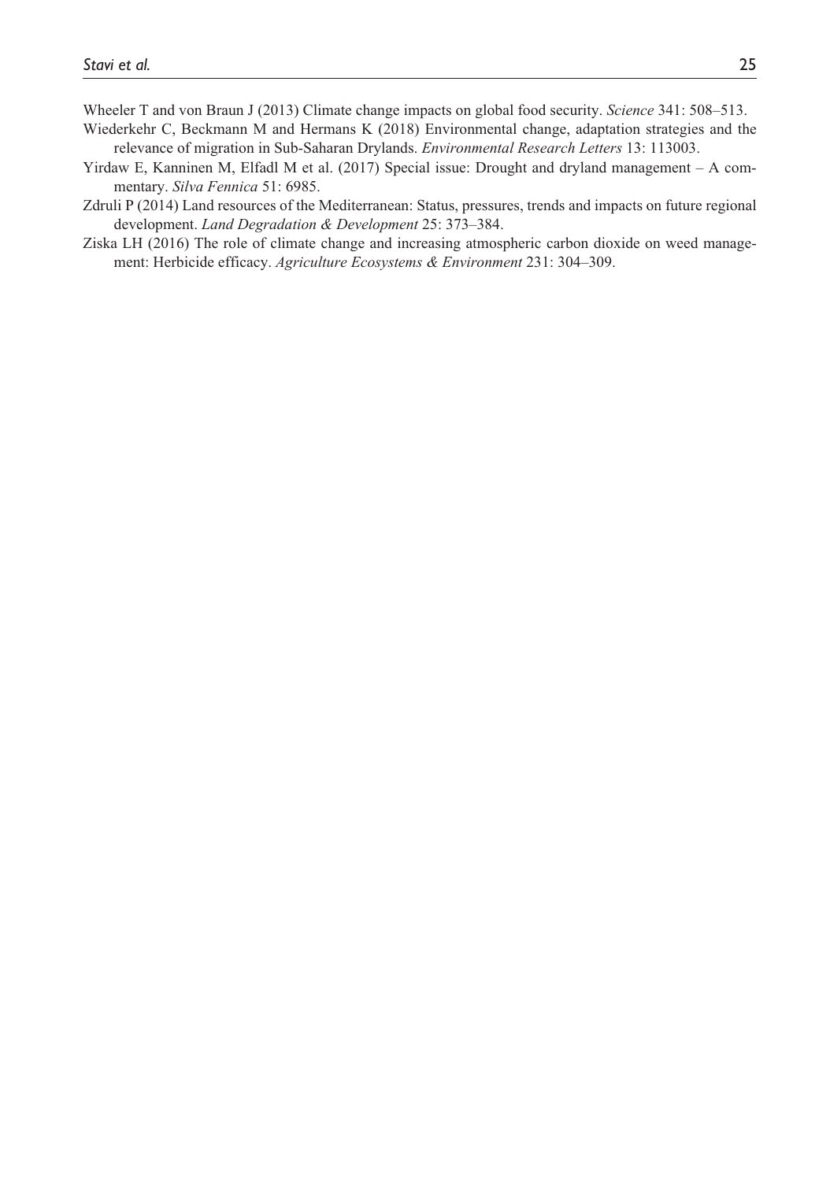Wheeler T and von Braun J (2013) Climate change impacts on global food security. *Science* 341: 508–513.

Wiederkehr C, Beckmann M and Hermans K (2018) Environmental change, adaptation strategies and the relevance of migration in Sub-Saharan Drylands. *Environmental Research Letters* 13: 113003.

Yirdaw E, Kanninen M, Elfadl M et al. (2017) Special issue: Drought and dryland management – A commentary. *Silva Fennica* 51: 6985.

Zdruli P (2014) Land resources of the Mediterranean: Status, pressures, trends and impacts on future regional development. *Land Degradation & Development* 25: 373–384.

Ziska LH (2016) The role of climate change and increasing atmospheric carbon dioxide on weed management: Herbicide efficacy. *Agriculture Ecosystems & Environment* 231: 304–309.